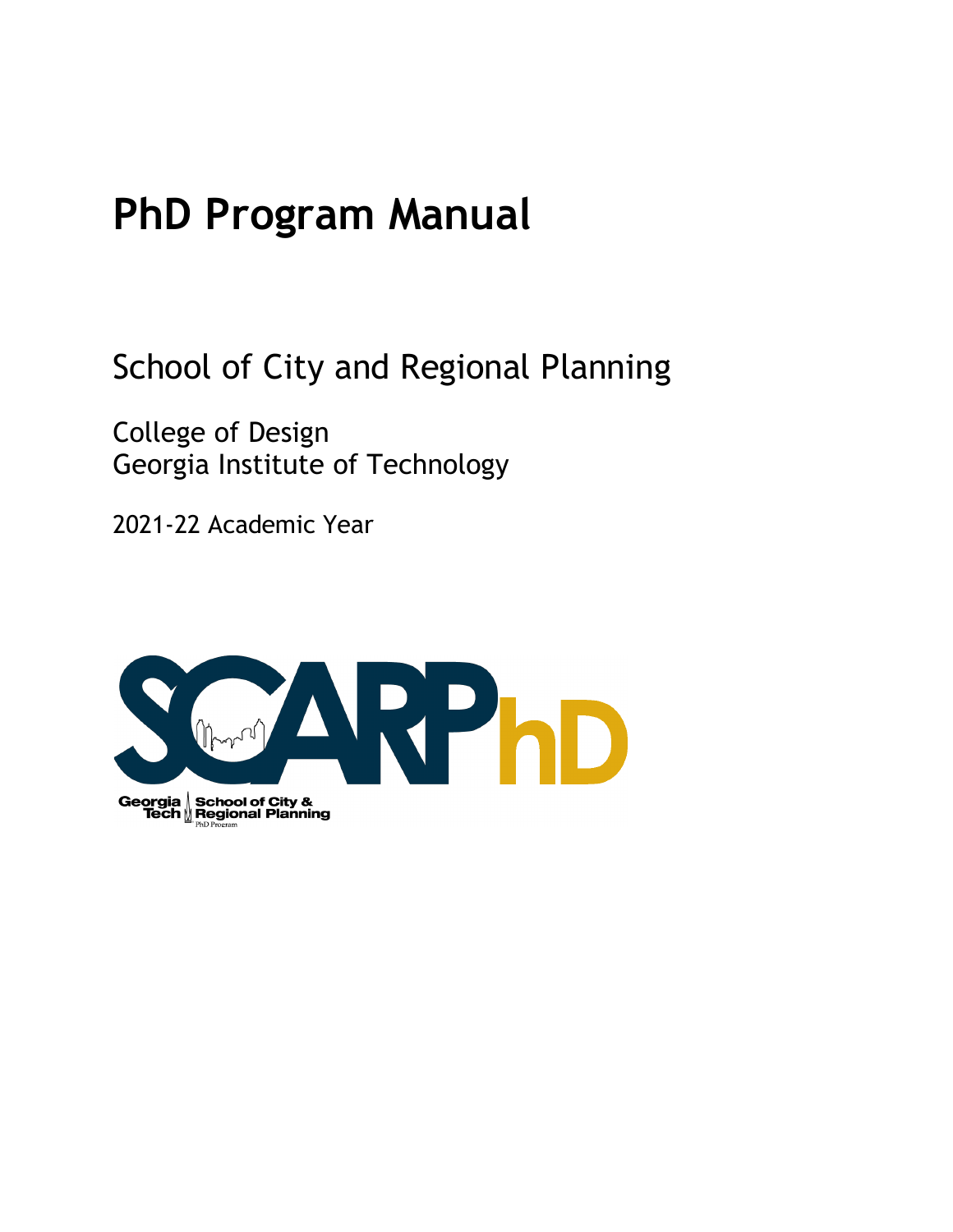# PhD Program Manual

School of City and Regional Planning

College of Design
Georgia Institute of Technology

2021-22 Academic Year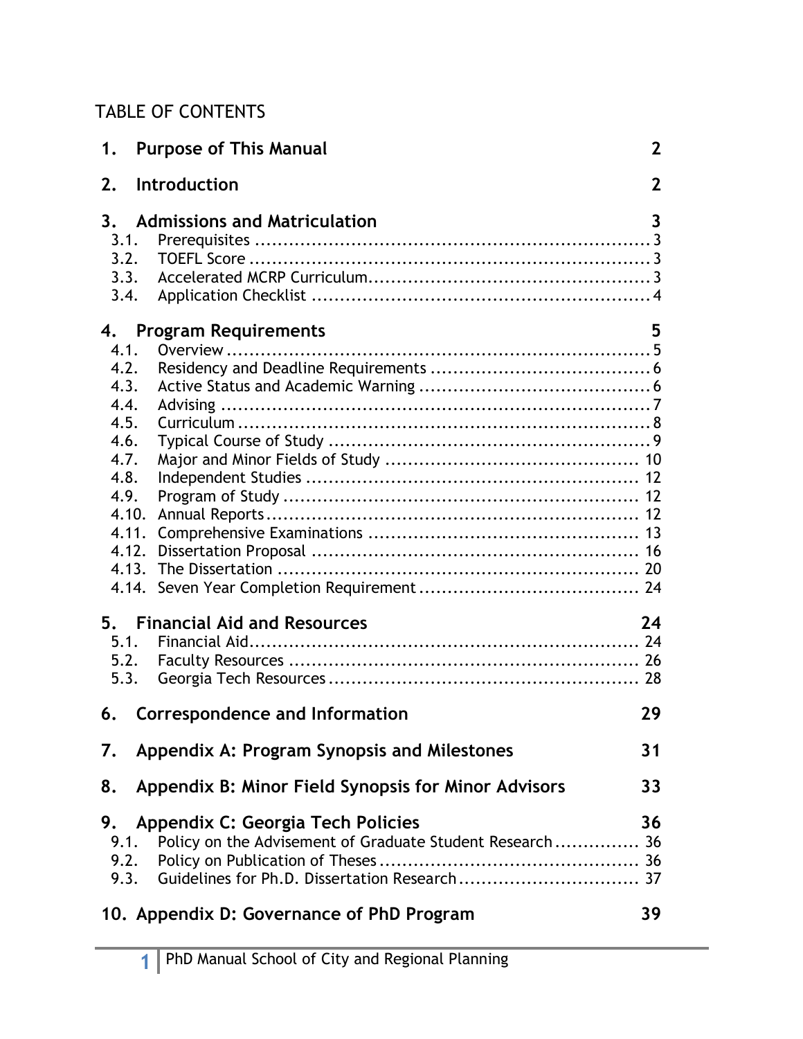TABLE OF CONTENTS

**1. Purpose of This Manual** **2**

**2. Introduction** **2**

**3. Admissions and Matriculation** **3**

- 3.1. Prerequisites ........................................................................ 3
- 3.2. TOEFL Score ........................................................................ 3
- 3.3. Accelerated MCRP Curriculum............................................... 3
- 3.4. Application Checklist .............................................................. 4

**4. Program Requirements** **5**

- 4.1. Overview ............................................................................... 5
- 4.2. Residency and Deadline Requirements ................................... 6
- 4.3. Active Status and Academic Warning ..................................... 6
- 4.4. Advising ................................................................................ 7
- 4.5. Curriculum ............................................................................ 8
- 4.6. Typical Course of Study ......................................................... 9
- 4.7. Major and Minor Fields of Study ........................................... 10
- 4.8. Independent Studies ............................................................ 12
- 4.9. Program of Study ................................................................ 12
- 4.10. Annual Reports ................................................................... 12
- 4.11. Comprehensive Examinations .............................................. 13
- 4.12. Dissertation Proposal .......................................................... 16
- 4.13. The Dissertation ................................................................. 20
- 4.14. Seven Year Completion Requirement .................................... 24

**5. Financial Aid and Resources** **24**

- 5.1. Financial Aid ........................................................................ 24
- 5.2. Faculty Resources ............................................................... 26
- 5.3. Georgia Tech Resources ...................................................... 28

**6. Correspondence and Information** **29**

**7. Appendix A: Program Synopsis and Milestones** **31**

**8. Appendix B: Minor Field Synopsis for Minor Advisors** **33**

**9. Appendix C: Georgia Tech Policies** **36**

- 9.1. Policy on the Advisement of Graduate Student Research ............... 36
- 9.2. Policy on Publication of Theses ............................................ 36
- 9.3. Guidelines for Ph.D. Dissertation Research ............................. 37

**10. Appendix D: Governance of PhD Program** **39**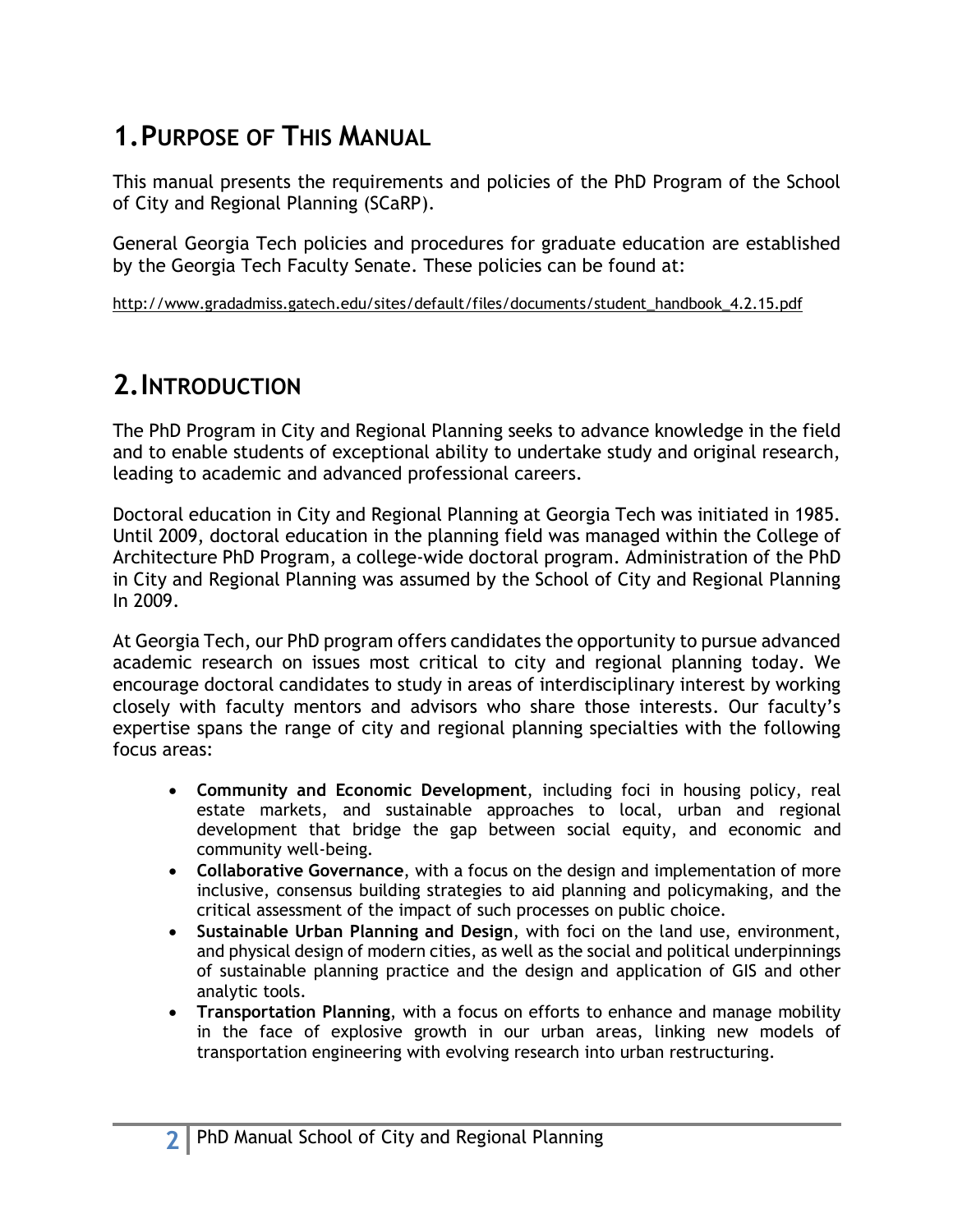# 1. Purpose of This Manual

This manual presents the requirements and policies of the PhD Program of the School of City and Regional Planning (SCaRP).

General Georgia Tech policies and procedures for graduate education are established by the Georgia Tech Faculty Senate. These policies can be found at:

http://www.gradadmiss.gatech.edu/sites/default/files/documents/student_handbook_4.2.15.pdf

# 2. Introduction

The PhD Program in City and Regional Planning seeks to advance knowledge in the field and to enable students of exceptional ability to undertake study and original research, leading to academic and advanced professional careers.

Doctoral education in City and Regional Planning at Georgia Tech was initiated in 1985. Until 2009, doctoral education in the planning field was managed within the College of Architecture PhD Program, a college-wide doctoral program. Administration of the PhD in City and Regional Planning was assumed by the School of City and Regional Planning In 2009.

At Georgia Tech, our PhD program offers candidates the opportunity to pursue advanced academic research on issues most critical to city and regional planning today. We encourage doctoral candidates to study in areas of interdisciplinary interest by working closely with faculty mentors and advisors who share those interests. Our faculty's expertise spans the range of city and regional planning specialties with the following focus areas:

- **Community and Economic Development**, including foci in housing policy, real estate markets, and sustainable approaches to local, urban and regional development that bridge the gap between social equity, and economic and community well-being.
- **Collaborative Governance**, with a focus on the design and implementation of more inclusive, consensus building strategies to aid planning and policymaking, and the critical assessment of the impact of such processes on public choice.
- **Sustainable Urban Planning and Design**, with foci on the land use, environment, and physical design of modern cities, as well as the social and political underpinnings of sustainable planning practice and the design and application of GIS and other analytic tools.
- **Transportation Planning**, with a focus on efforts to enhance and manage mobility in the face of explosive growth in our urban areas, linking new models of transportation engineering with evolving research into urban restructuring.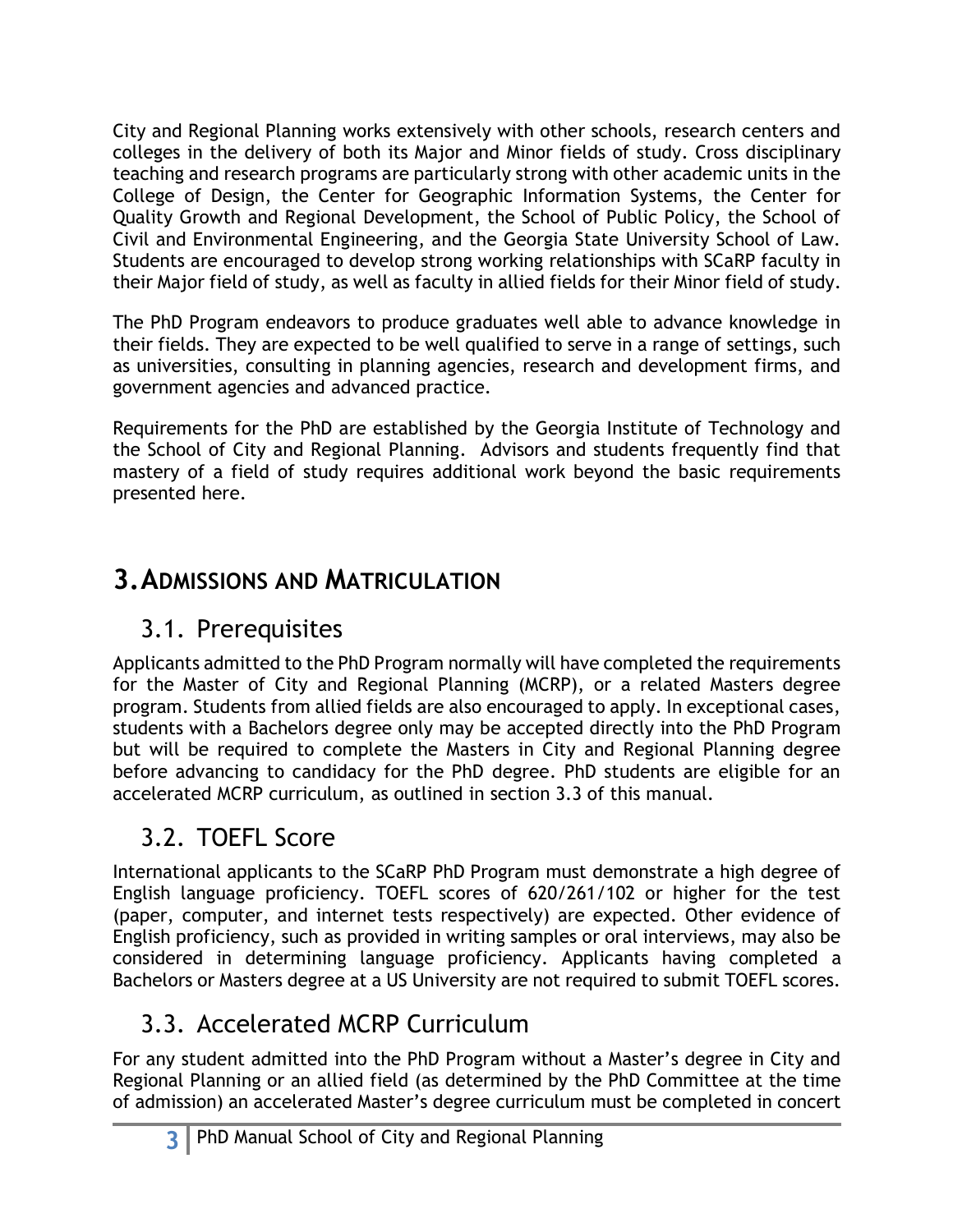City and Regional Planning works extensively with other schools, research centers and colleges in the delivery of both its Major and Minor fields of study. Cross disciplinary teaching and research programs are particularly strong with other academic units in the College of Design, the Center for Geographic Information Systems, the Center for Quality Growth and Regional Development, the School of Public Policy, the School of Civil and Environmental Engineering, and the Georgia State University School of Law. Students are encouraged to develop strong working relationships with SCaRP faculty in their Major field of study, as well as faculty in allied fields for their Minor field of study.

The PhD Program endeavors to produce graduates well able to advance knowledge in their fields. They are expected to be well qualified to serve in a range of settings, such as universities, consulting in planning agencies, research and development firms, and government agencies and advanced practice.

Requirements for the PhD are established by the Georgia Institute of Technology and the School of City and Regional Planning. Advisors and students frequently find that mastery of a field of study requires additional work beyond the basic requirements presented here.

# 3. Admissions and Matriculation

## 3.1. Prerequisites

Applicants admitted to the PhD Program normally will have completed the requirements for the Master of City and Regional Planning (MCRP), or a related Masters degree program. Students from allied fields are also encouraged to apply. In exceptional cases, students with a Bachelors degree only may be accepted directly into the PhD Program but will be required to complete the Masters in City and Regional Planning degree before advancing to candidacy for the PhD degree. PhD students are eligible for an accelerated MCRP curriculum, as outlined in section 3.3 of this manual.

## 3.2. TOEFL Score

International applicants to the SCaRP PhD Program must demonstrate a high degree of English language proficiency. TOEFL scores of 620/261/102 or higher for the test (paper, computer, and internet tests respectively) are expected. Other evidence of English proficiency, such as provided in writing samples or oral interviews, may also be considered in determining language proficiency. Applicants having completed a Bachelors or Masters degree at a US University are not required to submit TOEFL scores.

## 3.3. Accelerated MCRP Curriculum

For any student admitted into the PhD Program without a Master's degree in City and Regional Planning or an allied field (as determined by the PhD Committee at the time of admission) an accelerated Master's degree curriculum must be completed in concert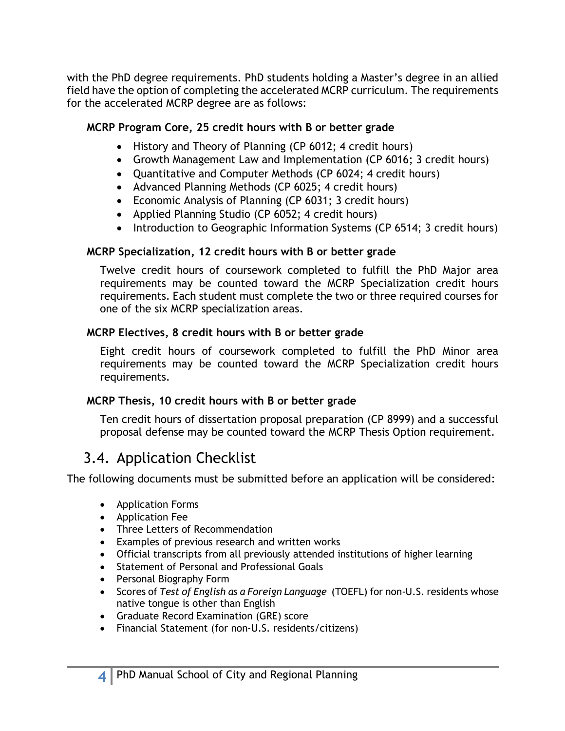with the PhD degree requirements. PhD students holding a Master's degree in an allied field have the option of completing the accelerated MCRP curriculum. The requirements for the accelerated MCRP degree are as follows:

**MCRP Program Core, 25 credit hours with B or better grade**

- History and Theory of Planning (CP 6012; 4 credit hours)
- Growth Management Law and Implementation (CP 6016; 3 credit hours)
- Quantitative and Computer Methods (CP 6024; 4 credit hours)
- Advanced Planning Methods (CP 6025; 4 credit hours)
- Economic Analysis of Planning (CP 6031; 3 credit hours)
- Applied Planning Studio (CP 6052; 4 credit hours)
- Introduction to Geographic Information Systems (CP 6514; 3 credit hours)

**MCRP Specialization, 12 credit hours with B or better grade**

Twelve credit hours of coursework completed to fulfill the PhD Major area requirements may be counted toward the MCRP Specialization credit hours requirements. Each student must complete the two or three required courses for one of the six MCRP specialization areas.

**MCRP Electives, 8 credit hours with B or better grade**

Eight credit hours of coursework completed to fulfill the PhD Minor area requirements may be counted toward the MCRP Specialization credit hours requirements.

**MCRP Thesis, 10 credit hours with B or better grade**

Ten credit hours of dissertation proposal preparation (CP 8999) and a successful proposal defense may be counted toward the MCRP Thesis Option requirement.

## 3.4. Application Checklist

The following documents must be submitted before an application will be considered:

- Application Forms
- Application Fee
- Three Letters of Recommendation
- Examples of previous research and written works
- Official transcripts from all previously attended institutions of higher learning
- Statement of Personal and Professional Goals
- Personal Biography Form
- Scores of *Test of English as a Foreign Language* (TOEFL) for non-U.S. residents whose native tongue is other than English
- Graduate Record Examination (GRE) score
- Financial Statement (for non-U.S. residents/citizens)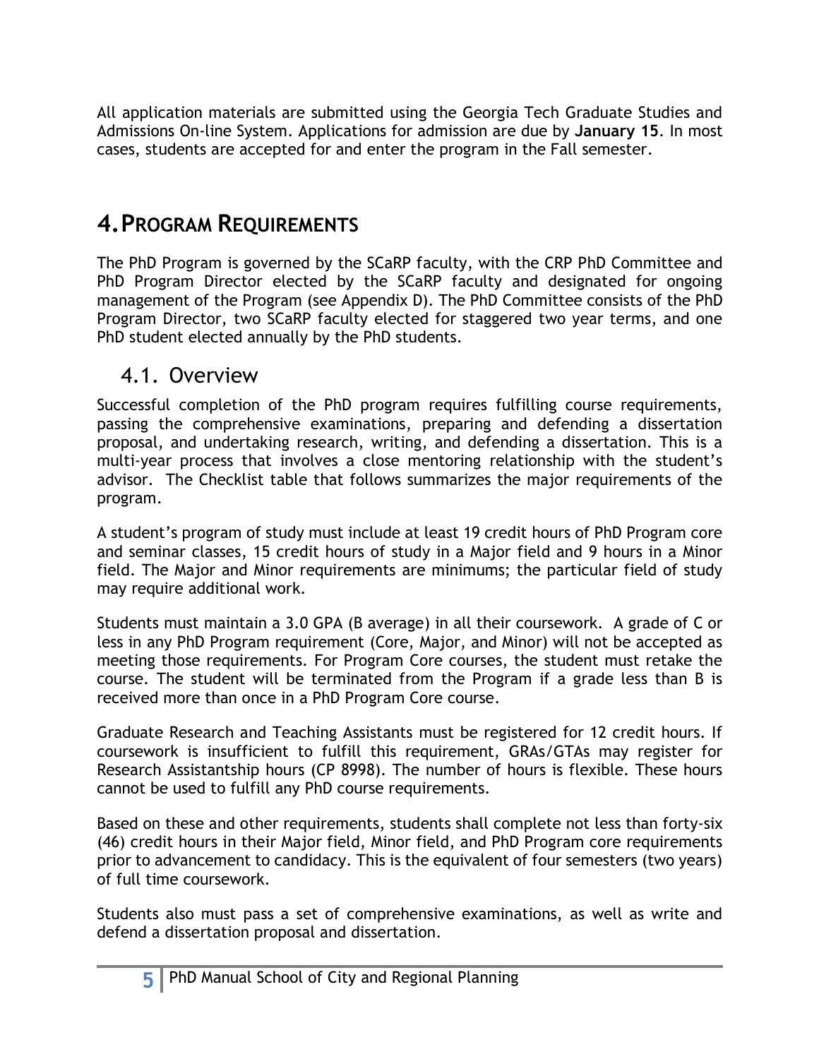All application materials are submitted using the Georgia Tech Graduate Studies and Admissions On-line System. Applications for admission are due by **January 15**. In most cases, students are accepted for and enter the program in the Fall semester.

# 4. PROGRAM REQUIREMENTS

The PhD Program is governed by the SCaRP faculty, with the CRP PhD Committee and PhD Program Director elected by the SCaRP faculty and designated for ongoing management of the Program (see Appendix D). The PhD Committee consists of the PhD Program Director, two SCaRP faculty elected for staggered two year terms, and one PhD student elected annually by the PhD students.

## 4.1. Overview

Successful completion of the PhD program requires fulfilling course requirements, passing the comprehensive examinations, preparing and defending a dissertation proposal, and undertaking research, writing, and defending a dissertation. This is a multi-year process that involves a close mentoring relationship with the student's advisor. The Checklist table that follows summarizes the major requirements of the program.

A student's program of study must include at least 19 credit hours of PhD Program core and seminar classes, 15 credit hours of study in a Major field and 9 hours in a Minor field. The Major and Minor requirements are minimums; the particular field of study may require additional work.

Students must maintain a 3.0 GPA (B average) in all their coursework. A grade of C or less in any PhD Program requirement (Core, Major, and Minor) will not be accepted as meeting those requirements. For Program Core courses, the student must retake the course. The student will be terminated from the Program if a grade less than B is received more than once in a PhD Program Core course.

Graduate Research and Teaching Assistants must be registered for 12 credit hours. If coursework is insufficient to fulfill this requirement, GRAs/GTAs may register for Research Assistantship hours (CP 8998). The number of hours is flexible. These hours cannot be used to fulfill any PhD course requirements.

Based on these and other requirements, students shall complete not less than forty-six (46) credit hours in their Major field, Minor field, and PhD Program core requirements prior to advancement to candidacy. This is the equivalent of four semesters (two years) of full time coursework.

Students also must pass a set of comprehensive examinations, as well as write and defend a dissertation proposal and dissertation.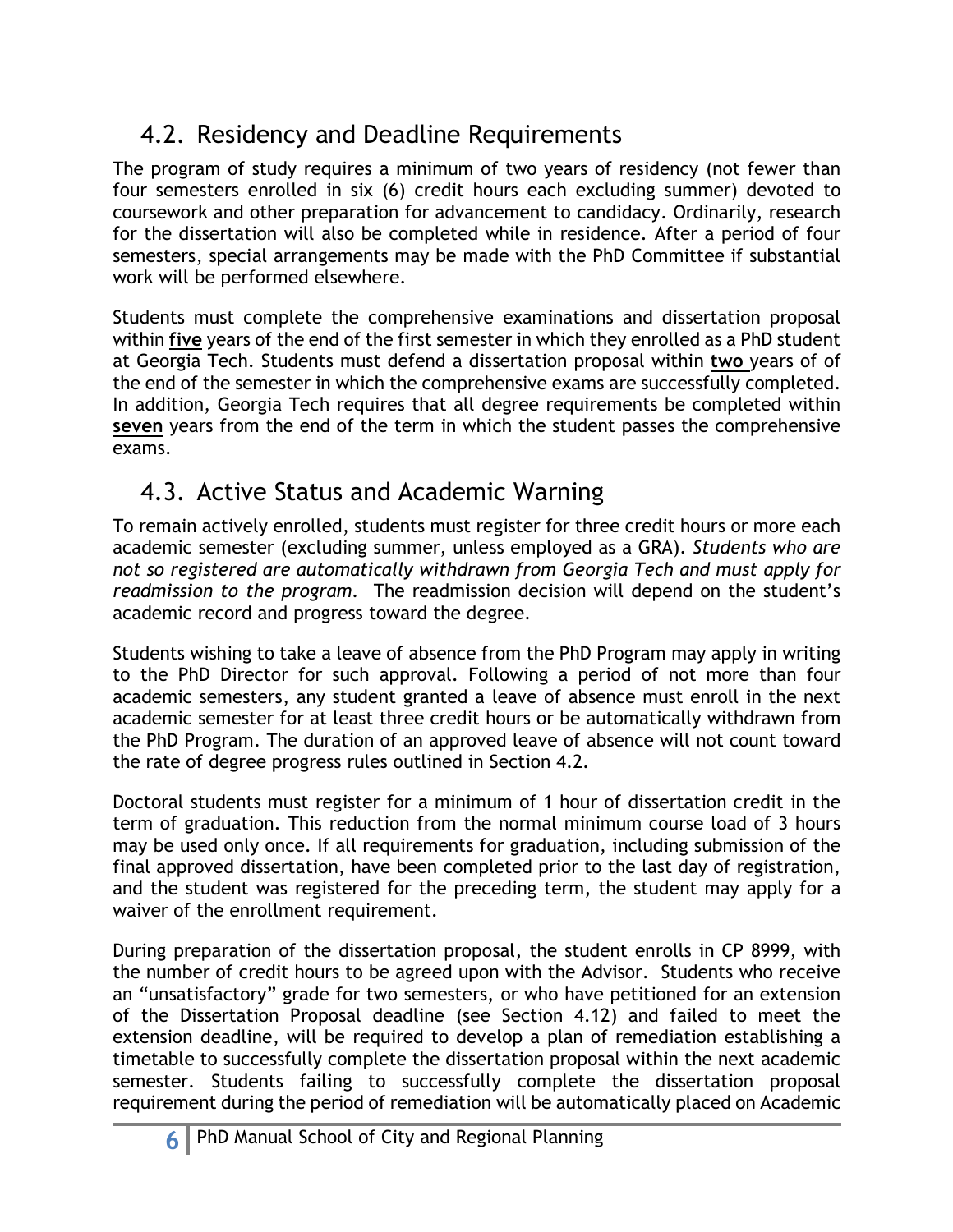## 4.2. Residency and Deadline Requirements

The program of study requires a minimum of two years of residency (not fewer than four semesters enrolled in six (6) credit hours each excluding summer) devoted to coursework and other preparation for advancement to candidacy. Ordinarily, research for the dissertation will also be completed while in residence. After a period of four semesters, special arrangements may be made with the PhD Committee if substantial work will be performed elsewhere.

Students must complete the comprehensive examinations and dissertation proposal within **five** years of the end of the first semester in which they enrolled as a PhD student at Georgia Tech. Students must defend a dissertation proposal within **two** years of of the end of the semester in which the comprehensive exams are successfully completed. In addition, Georgia Tech requires that all degree requirements be completed within **seven** years from the end of the term in which the student passes the comprehensive exams.

## 4.3. Active Status and Academic Warning

To remain actively enrolled, students must register for three credit hours or more each academic semester (excluding summer, unless employed as a GRA). *Students who are not so registered are automatically withdrawn from Georgia Tech and must apply for readmission to the program.* The readmission decision will depend on the student's academic record and progress toward the degree.

Students wishing to take a leave of absence from the PhD Program may apply in writing to the PhD Director for such approval. Following a period of not more than four academic semesters, any student granted a leave of absence must enroll in the next academic semester for at least three credit hours or be automatically withdrawn from the PhD Program. The duration of an approved leave of absence will not count toward the rate of degree progress rules outlined in Section 4.2.

Doctoral students must register for a minimum of 1 hour of dissertation credit in the term of graduation. This reduction from the normal minimum course load of 3 hours may be used only once. If all requirements for graduation, including submission of the final approved dissertation, have been completed prior to the last day of registration, and the student was registered for the preceding term, the student may apply for a waiver of the enrollment requirement.

During preparation of the dissertation proposal, the student enrolls in CP 8999, with the number of credit hours to be agreed upon with the Advisor. Students who receive an "unsatisfactory" grade for two semesters, or who have petitioned for an extension of the Dissertation Proposal deadline (see Section 4.12) and failed to meet the extension deadline, will be required to develop a plan of remediation establishing a timetable to successfully complete the dissertation proposal within the next academic semester. Students failing to successfully complete the dissertation proposal requirement during the period of remediation will be automatically placed on Academic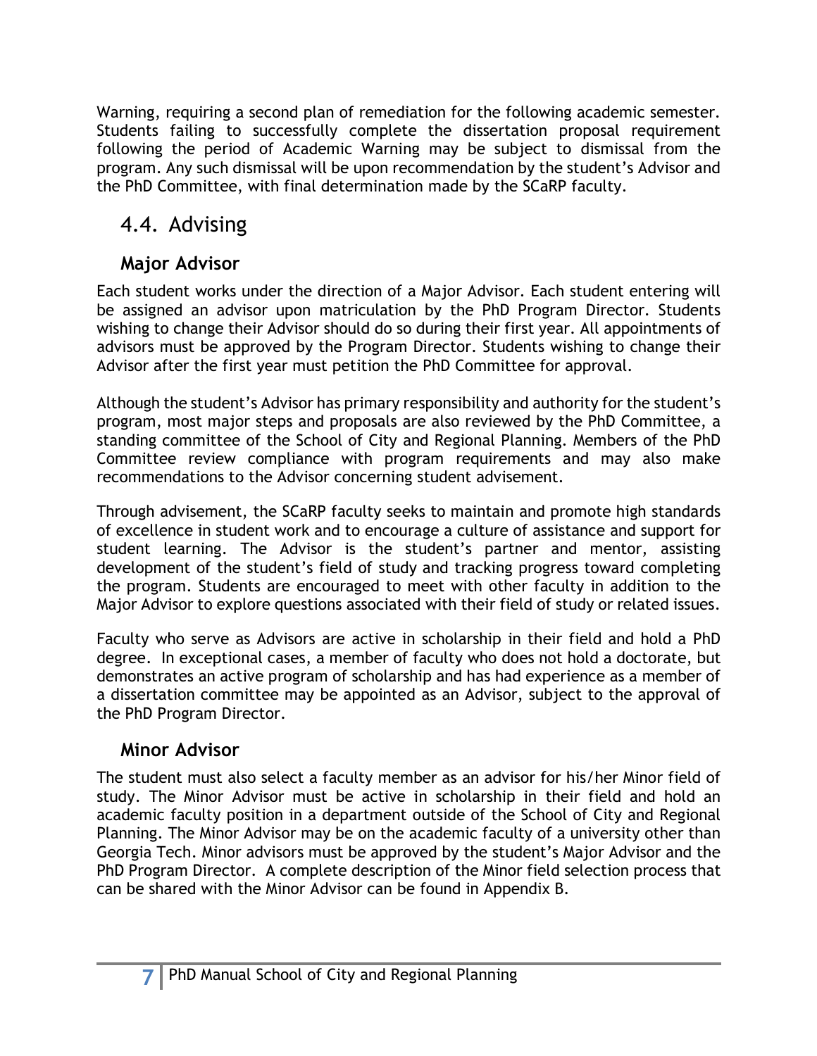Warning, requiring a second plan of remediation for the following academic semester. Students failing to successfully complete the dissertation proposal requirement following the period of Academic Warning may be subject to dismissal from the program. Any such dismissal will be upon recommendation by the student's Advisor and the PhD Committee, with final determination made by the SCaRP faculty.

## 4.4. Advising

### Major Advisor

Each student works under the direction of a Major Advisor. Each student entering will be assigned an advisor upon matriculation by the PhD Program Director. Students wishing to change their Advisor should do so during their first year. All appointments of advisors must be approved by the Program Director. Students wishing to change their Advisor after the first year must petition the PhD Committee for approval.

Although the student's Advisor has primary responsibility and authority for the student's program, most major steps and proposals are also reviewed by the PhD Committee, a standing committee of the School of City and Regional Planning. Members of the PhD Committee review compliance with program requirements and may also make recommendations to the Advisor concerning student advisement.

Through advisement, the SCaRP faculty seeks to maintain and promote high standards of excellence in student work and to encourage a culture of assistance and support for student learning. The Advisor is the student's partner and mentor, assisting development of the student's field of study and tracking progress toward completing the program. Students are encouraged to meet with other faculty in addition to the Major Advisor to explore questions associated with their field of study or related issues.

Faculty who serve as Advisors are active in scholarship in their field and hold a PhD degree. In exceptional cases, a member of faculty who does not hold a doctorate, but demonstrates an active program of scholarship and has had experience as a member of a dissertation committee may be appointed as an Advisor, subject to the approval of the PhD Program Director.

### Minor Advisor

The student must also select a faculty member as an advisor for his/her Minor field of study. The Minor Advisor must be active in scholarship in their field and hold an academic faculty position in a department outside of the School of City and Regional Planning. The Minor Advisor may be on the academic faculty of a university other than Georgia Tech. Minor advisors must be approved by the student's Major Advisor and the PhD Program Director. A complete description of the Minor field selection process that can be shared with the Minor Advisor can be found in Appendix B.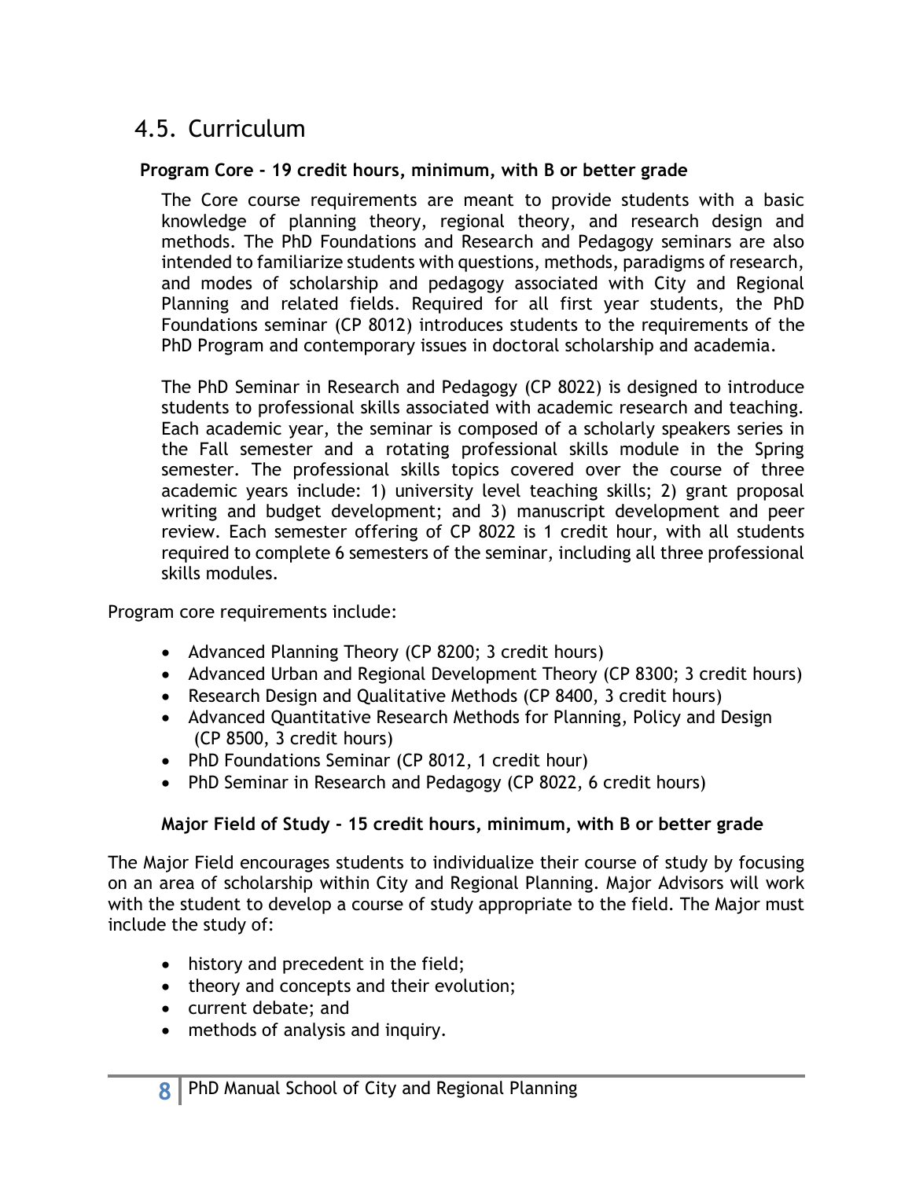## 4.5. Curriculum

**Program Core - 19 credit hours, minimum, with B or better grade**

The Core course requirements are meant to provide students with a basic knowledge of planning theory, regional theory, and research design and methods. The PhD Foundations and Research and Pedagogy seminars are also intended to familiarize students with questions, methods, paradigms of research, and modes of scholarship and pedagogy associated with City and Regional Planning and related fields. Required for all first year students, the PhD Foundations seminar (CP 8012) introduces students to the requirements of the PhD Program and contemporary issues in doctoral scholarship and academia.

The PhD Seminar in Research and Pedagogy (CP 8022) is designed to introduce students to professional skills associated with academic research and teaching. Each academic year, the seminar is composed of a scholarly speakers series in the Fall semester and a rotating professional skills module in the Spring semester. The professional skills topics covered over the course of three academic years include: 1) university level teaching skills; 2) grant proposal writing and budget development; and 3) manuscript development and peer review. Each semester offering of CP 8022 is 1 credit hour, with all students required to complete 6 semesters of the seminar, including all three professional skills modules.

Program core requirements include:

- Advanced Planning Theory (CP 8200; 3 credit hours)
- Advanced Urban and Regional Development Theory (CP 8300; 3 credit hours)
- Research Design and Qualitative Methods (CP 8400, 3 credit hours)
- Advanced Quantitative Research Methods for Planning, Policy and Design (CP 8500, 3 credit hours)
- PhD Foundations Seminar (CP 8012, 1 credit hour)
- PhD Seminar in Research and Pedagogy (CP 8022, 6 credit hours)

**Major Field of Study - 15 credit hours, minimum, with B or better grade**

The Major Field encourages students to individualize their course of study by focusing on an area of scholarship within City and Regional Planning. Major Advisors will work with the student to develop a course of study appropriate to the field. The Major must include the study of:

- history and precedent in the field;
- theory and concepts and their evolution;
- current debate; and
- methods of analysis and inquiry.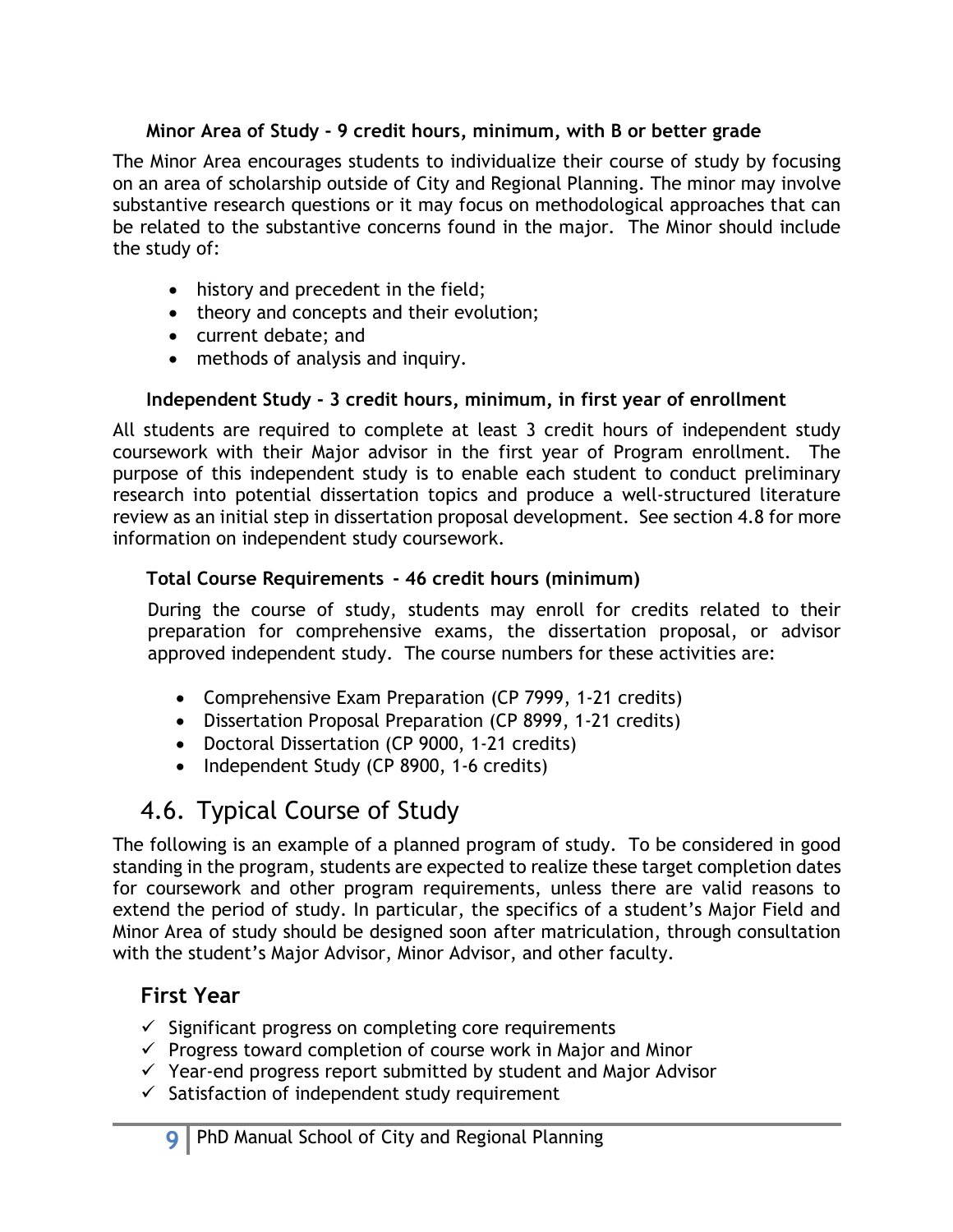**Minor Area of Study - 9 credit hours, minimum, with B or better grade**

The Minor Area encourages students to individualize their course of study by focusing on an area of scholarship outside of City and Regional Planning. The minor may involve substantive research questions or it may focus on methodological approaches that can be related to the substantive concerns found in the major. The Minor should include the study of:

- history and precedent in the field;
- theory and concepts and their evolution;
- current debate; and
- methods of analysis and inquiry.

**Independent Study - 3 credit hours, minimum, in first year of enrollment**

All students are required to complete at least 3 credit hours of independent study coursework with their Major advisor in the first year of Program enrollment. The purpose of this independent study is to enable each student to conduct preliminary research into potential dissertation topics and produce a well-structured literature review as an initial step in dissertation proposal development. See section 4.8 for more information on independent study coursework.

**Total Course Requirements - 46 credit hours (minimum)**

During the course of study, students may enroll for credits related to their preparation for comprehensive exams, the dissertation proposal, or advisor approved independent study. The course numbers for these activities are:

- Comprehensive Exam Preparation (CP 7999, 1-21 credits)
- Dissertation Proposal Preparation (CP 8999, 1-21 credits)
- Doctoral Dissertation (CP 9000, 1-21 credits)
- Independent Study (CP 8900, 1-6 credits)

## 4.6. Typical Course of Study

The following is an example of a planned program of study. To be considered in good standing in the program, students are expected to realize these target completion dates for coursework and other program requirements, unless there are valid reasons to extend the period of study. In particular, the specifics of a student's Major Field and Minor Area of study should be designed soon after matriculation, through consultation with the student's Major Advisor, Minor Advisor, and other faculty.

### First Year

- ✓ Significant progress on completing core requirements
- ✓ Progress toward completion of course work in Major and Minor
- ✓ Year-end progress report submitted by student and Major Advisor
- ✓ Satisfaction of independent study requirement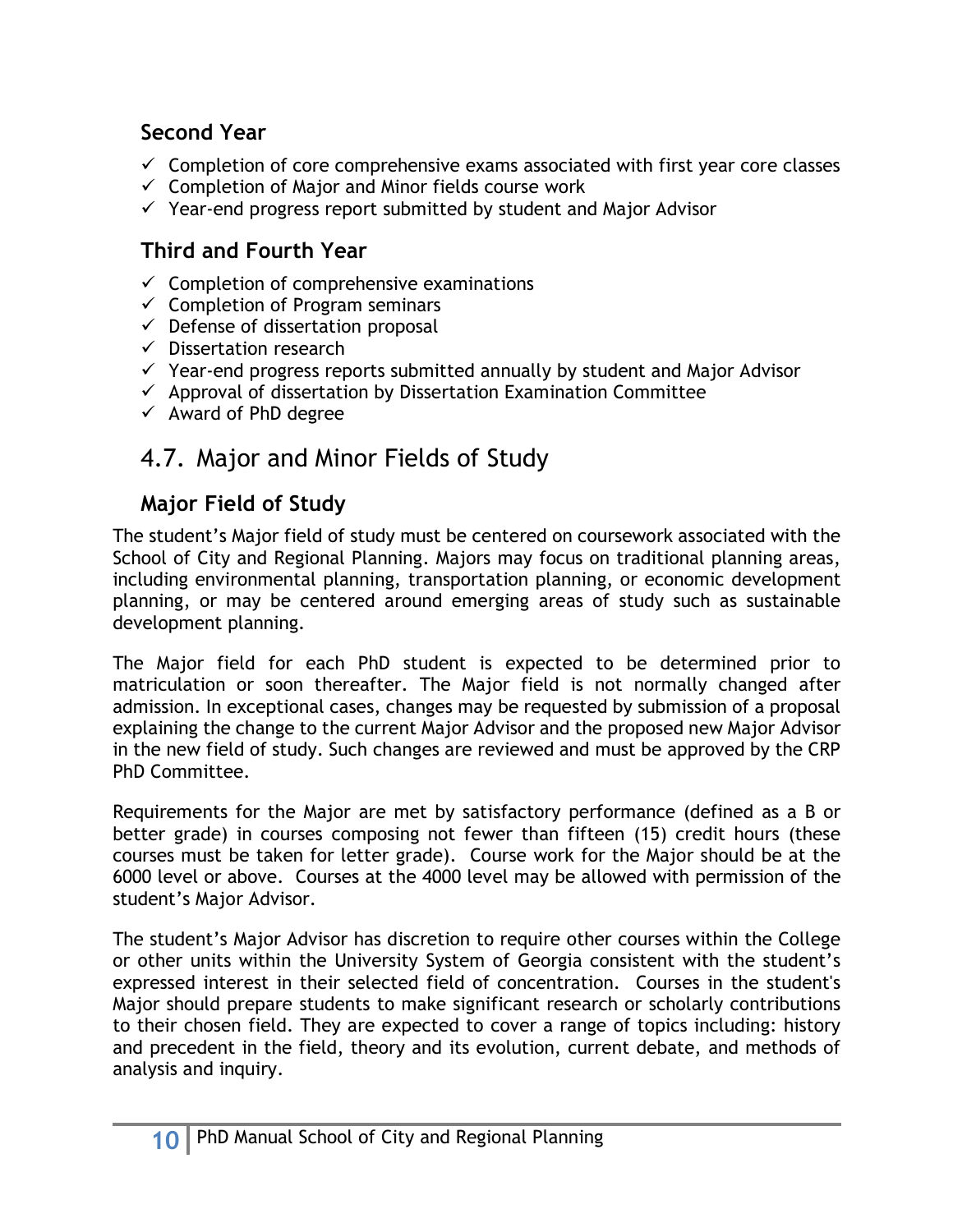### Second Year

- ✓ Completion of core comprehensive exams associated with first year core classes
- ✓ Completion of Major and Minor fields course work
- ✓ Year-end progress report submitted by student and Major Advisor

### Third and Fourth Year

- ✓ Completion of comprehensive examinations
- ✓ Completion of Program seminars
- ✓ Defense of dissertation proposal
- ✓ Dissertation research
- ✓ Year-end progress reports submitted annually by student and Major Advisor
- ✓ Approval of dissertation by Dissertation Examination Committee
- ✓ Award of PhD degree

## 4.7. Major and Minor Fields of Study

### Major Field of Study

The student's Major field of study must be centered on coursework associated with the School of City and Regional Planning. Majors may focus on traditional planning areas, including environmental planning, transportation planning, or economic development planning, or may be centered around emerging areas of study such as sustainable development planning.

The Major field for each PhD student is expected to be determined prior to matriculation or soon thereafter. The Major field is not normally changed after admission. In exceptional cases, changes may be requested by submission of a proposal explaining the change to the current Major Advisor and the proposed new Major Advisor in the new field of study. Such changes are reviewed and must be approved by the CRP PhD Committee.

Requirements for the Major are met by satisfactory performance (defined as a B or better grade) in courses composing not fewer than fifteen (15) credit hours (these courses must be taken for letter grade). Course work for the Major should be at the 6000 level or above. Courses at the 4000 level may be allowed with permission of the student's Major Advisor.

The student's Major Advisor has discretion to require other courses within the College or other units within the University System of Georgia consistent with the student's expressed interest in their selected field of concentration. Courses in the student's Major should prepare students to make significant research or scholarly contributions to their chosen field. They are expected to cover a range of topics including: history and precedent in the field, theory and its evolution, current debate, and methods of analysis and inquiry.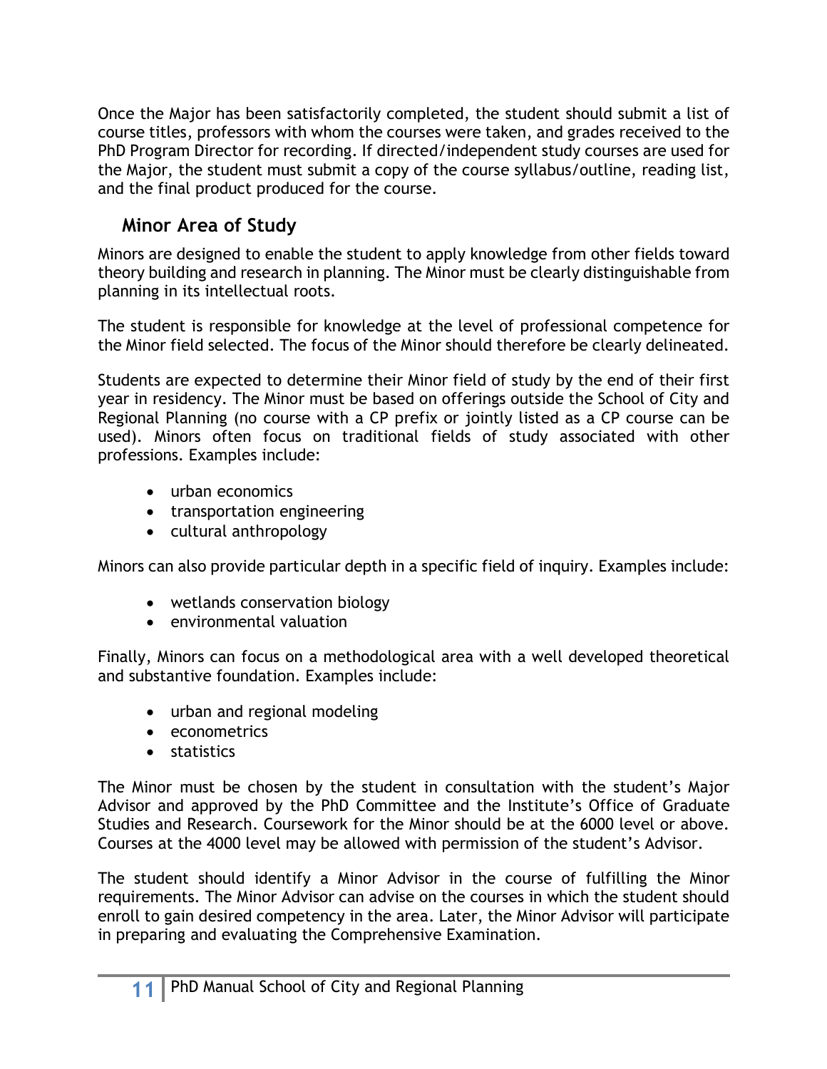Once the Major has been satisfactorily completed, the student should submit a list of course titles, professors with whom the courses were taken, and grades received to the PhD Program Director for recording. If directed/independent study courses are used for the Major, the student must submit a copy of the course syllabus/outline, reading list, and the final product produced for the course.

### Minor Area of Study

Minors are designed to enable the student to apply knowledge from other fields toward theory building and research in planning. The Minor must be clearly distinguishable from planning in its intellectual roots.

The student is responsible for knowledge at the level of professional competence for the Minor field selected. The focus of the Minor should therefore be clearly delineated.

Students are expected to determine their Minor field of study by the end of their first year in residency. The Minor must be based on offerings outside the School of City and Regional Planning (no course with a CP prefix or jointly listed as a CP course can be used). Minors often focus on traditional fields of study associated with other professions. Examples include:

- urban economics
- transportation engineering
- cultural anthropology

Minors can also provide particular depth in a specific field of inquiry. Examples include:

- wetlands conservation biology
- environmental valuation

Finally, Minors can focus on a methodological area with a well developed theoretical and substantive foundation. Examples include:

- urban and regional modeling
- econometrics
- statistics

The Minor must be chosen by the student in consultation with the student's Major Advisor and approved by the PhD Committee and the Institute's Office of Graduate Studies and Research. Coursework for the Minor should be at the 6000 level or above. Courses at the 4000 level may be allowed with permission of the student's Advisor.

The student should identify a Minor Advisor in the course of fulfilling the Minor requirements. The Minor Advisor can advise on the courses in which the student should enroll to gain desired competency in the area. Later, the Minor Advisor will participate in preparing and evaluating the Comprehensive Examination.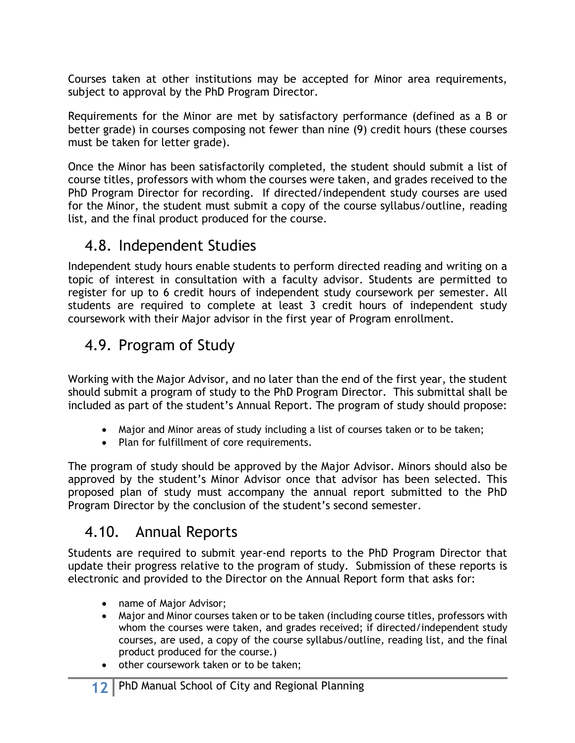Courses taken at other institutions may be accepted for Minor area requirements, subject to approval by the PhD Program Director.

Requirements for the Minor are met by satisfactory performance (defined as a B or better grade) in courses composing not fewer than nine (9) credit hours (these courses must be taken for letter grade).

Once the Minor has been satisfactorily completed, the student should submit a list of course titles, professors with whom the courses were taken, and grades received to the PhD Program Director for recording. If directed/independent study courses are used for the Minor, the student must submit a copy of the course syllabus/outline, reading list, and the final product produced for the course.

## 4.8. Independent Studies

Independent study hours enable students to perform directed reading and writing on a topic of interest in consultation with a faculty advisor. Students are permitted to register for up to 6 credit hours of independent study coursework per semester. All students are required to complete at least 3 credit hours of independent study coursework with their Major advisor in the first year of Program enrollment.

## 4.9. Program of Study

Working with the Major Advisor, and no later than the end of the first year, the student should submit a program of study to the PhD Program Director. This submittal shall be included as part of the student's Annual Report. The program of study should propose:

- Major and Minor areas of study including a list of courses taken or to be taken;
- Plan for fulfillment of core requirements.

The program of study should be approved by the Major Advisor. Minors should also be approved by the student's Minor Advisor once that advisor has been selected. This proposed plan of study must accompany the annual report submitted to the PhD Program Director by the conclusion of the student's second semester.

## 4.10. Annual Reports

Students are required to submit year-end reports to the PhD Program Director that update their progress relative to the program of study. Submission of these reports is electronic and provided to the Director on the Annual Report form that asks for:

- name of Major Advisor;
- Major and Minor courses taken or to be taken (including course titles, professors with whom the courses were taken, and grades received; if directed/independent study courses, are used, a copy of the course syllabus/outline, reading list, and the final product produced for the course.)
- other coursework taken or to be taken;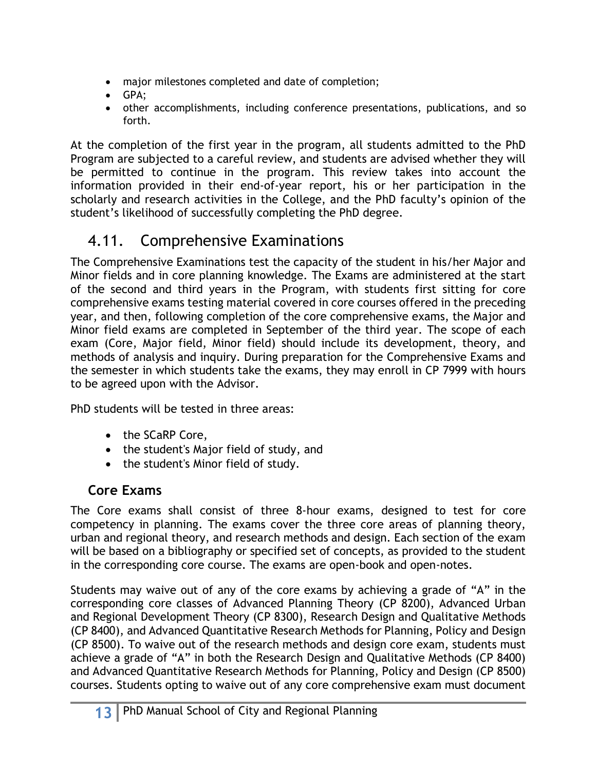- major milestones completed and date of completion;
- GPA;
- other accomplishments, including conference presentations, publications, and so forth.

At the completion of the first year in the program, all students admitted to the PhD Program are subjected to a careful review, and students are advised whether they will be permitted to continue in the program. This review takes into account the information provided in their end-of-year report, his or her participation in the scholarly and research activities in the College, and the PhD faculty's opinion of the student's likelihood of successfully completing the PhD degree.

## 4.11. Comprehensive Examinations

The Comprehensive Examinations test the capacity of the student in his/her Major and Minor fields and in core planning knowledge. The Exams are administered at the start of the second and third years in the Program, with students first sitting for core comprehensive exams testing material covered in core courses offered in the preceding year, and then, following completion of the core comprehensive exams, the Major and Minor field exams are completed in September of the third year. The scope of each exam (Core, Major field, Minor field) should include its development, theory, and methods of analysis and inquiry. During preparation for the Comprehensive Exams and the semester in which students take the exams, they may enroll in CP 7999 with hours to be agreed upon with the Advisor.

PhD students will be tested in three areas:

- the SCaRP Core,
- the student's Major field of study, and
- the student's Minor field of study.

### Core Exams

The Core exams shall consist of three 8-hour exams, designed to test for core competency in planning. The exams cover the three core areas of planning theory, urban and regional theory, and research methods and design. Each section of the exam will be based on a bibliography or specified set of concepts, as provided to the student in the corresponding core course. The exams are open-book and open-notes.

Students may waive out of any of the core exams by achieving a grade of "A" in the corresponding core classes of Advanced Planning Theory (CP 8200), Advanced Urban and Regional Development Theory (CP 8300), Research Design and Qualitative Methods (CP 8400), and Advanced Quantitative Research Methods for Planning, Policy and Design (CP 8500). To waive out of the research methods and design core exam, students must achieve a grade of "A" in both the Research Design and Qualitative Methods (CP 8400) and Advanced Quantitative Research Methods for Planning, Policy and Design (CP 8500) courses. Students opting to waive out of any core comprehensive exam must document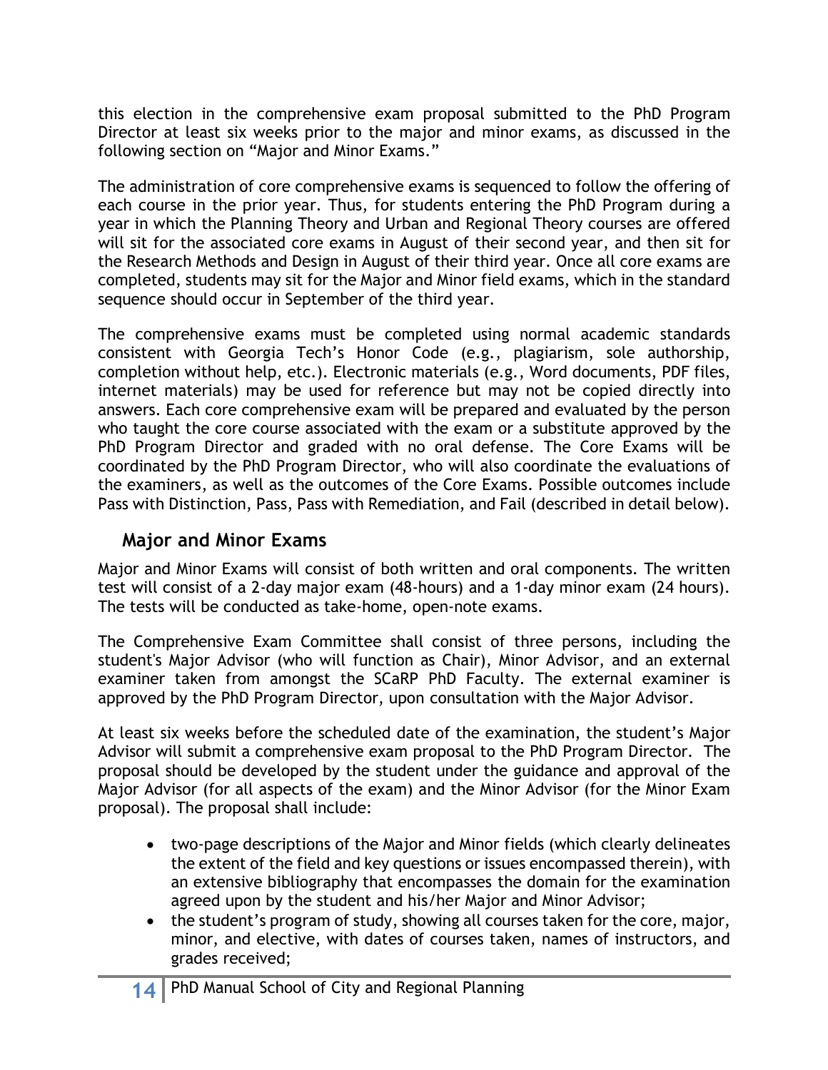this election in the comprehensive exam proposal submitted to the PhD Program Director at least six weeks prior to the major and minor exams, as discussed in the following section on "Major and Minor Exams."

The administration of core comprehensive exams is sequenced to follow the offering of each course in the prior year. Thus, for students entering the PhD Program during a year in which the Planning Theory and Urban and Regional Theory courses are offered will sit for the associated core exams in August of their second year, and then sit for the Research Methods and Design in August of their third year. Once all core exams are completed, students may sit for the Major and Minor field exams, which in the standard sequence should occur in September of the third year.

The comprehensive exams must be completed using normal academic standards consistent with Georgia Tech's Honor Code (e.g., plagiarism, sole authorship, completion without help, etc.). Electronic materials (e.g., Word documents, PDF files, internet materials) may be used for reference but may not be copied directly into answers. Each core comprehensive exam will be prepared and evaluated by the person who taught the core course associated with the exam or a substitute approved by the PhD Program Director and graded with no oral defense. The Core Exams will be coordinated by the PhD Program Director, who will also coordinate the evaluations of the examiners, as well as the outcomes of the Core Exams. Possible outcomes include Pass with Distinction, Pass, Pass with Remediation, and Fail (described in detail below).

## Major and Minor Exams

Major and Minor Exams will consist of both written and oral components. The written test will consist of a 2-day major exam (48-hours) and a 1-day minor exam (24 hours). The tests will be conducted as take-home, open-note exams.

The Comprehensive Exam Committee shall consist of three persons, including the student's Major Advisor (who will function as Chair), Minor Advisor, and an external examiner taken from amongst the SCaRP PhD Faculty. The external examiner is approved by the PhD Program Director, upon consultation with the Major Advisor.

At least six weeks before the scheduled date of the examination, the student's Major Advisor will submit a comprehensive exam proposal to the PhD Program Director. The proposal should be developed by the student under the guidance and approval of the Major Advisor (for all aspects of the exam) and the Minor Advisor (for the Minor Exam proposal). The proposal shall include:

- two-page descriptions of the Major and Minor fields (which clearly delineates the extent of the field and key questions or issues encompassed therein), with an extensive bibliography that encompasses the domain for the examination agreed upon by the student and his/her Major and Minor Advisor;
- the student's program of study, showing all courses taken for the core, major, minor, and elective, with dates of courses taken, names of instructors, and grades received;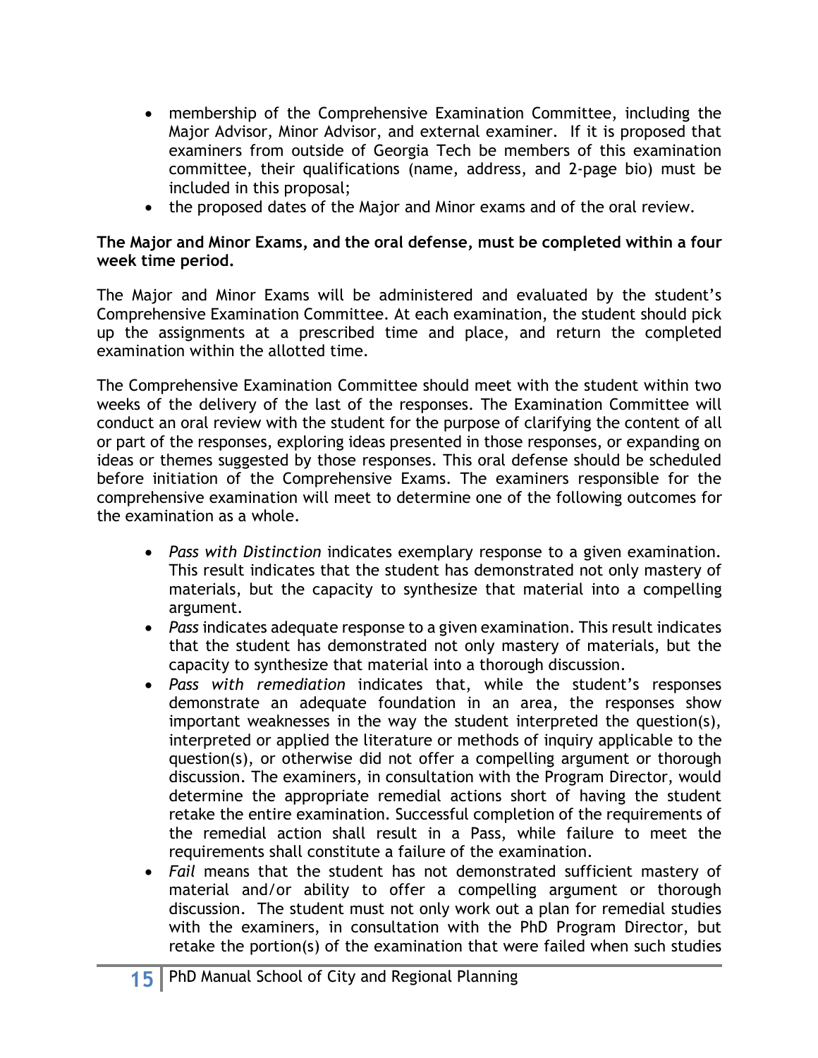- membership of the Comprehensive Examination Committee, including the Major Advisor, Minor Advisor, and external examiner. If it is proposed that examiners from outside of Georgia Tech be members of this examination committee, their qualifications (name, address, and 2-page bio) must be included in this proposal;
- the proposed dates of the Major and Minor exams and of the oral review.

**The Major and Minor Exams, and the oral defense, must be completed within a four week time period.**

The Major and Minor Exams will be administered and evaluated by the student's Comprehensive Examination Committee. At each examination, the student should pick up the assignments at a prescribed time and place, and return the completed examination within the allotted time.

The Comprehensive Examination Committee should meet with the student within two weeks of the delivery of the last of the responses. The Examination Committee will conduct an oral review with the student for the purpose of clarifying the content of all or part of the responses, exploring ideas presented in those responses, or expanding on ideas or themes suggested by those responses. This oral defense should be scheduled before initiation of the Comprehensive Exams. The examiners responsible for the comprehensive examination will meet to determine one of the following outcomes for the examination as a whole.

- *Pass with Distinction* indicates exemplary response to a given examination. This result indicates that the student has demonstrated not only mastery of materials, but the capacity to synthesize that material into a compelling argument.
- *Pass* indicates adequate response to a given examination. This result indicates that the student has demonstrated not only mastery of materials, but the capacity to synthesize that material into a thorough discussion.
- *Pass with remediation* indicates that, while the student's responses demonstrate an adequate foundation in an area, the responses show important weaknesses in the way the student interpreted the question(s), interpreted or applied the literature or methods of inquiry applicable to the question(s), or otherwise did not offer a compelling argument or thorough discussion. The examiners, in consultation with the Program Director, would determine the appropriate remedial actions short of having the student retake the entire examination. Successful completion of the requirements of the remedial action shall result in a Pass, while failure to meet the requirements shall constitute a failure of the examination.
- *Fail* means that the student has not demonstrated sufficient mastery of material and/or ability to offer a compelling argument or thorough discussion. The student must not only work out a plan for remedial studies with the examiners, in consultation with the PhD Program Director, but retake the portion(s) of the examination that were failed when such studies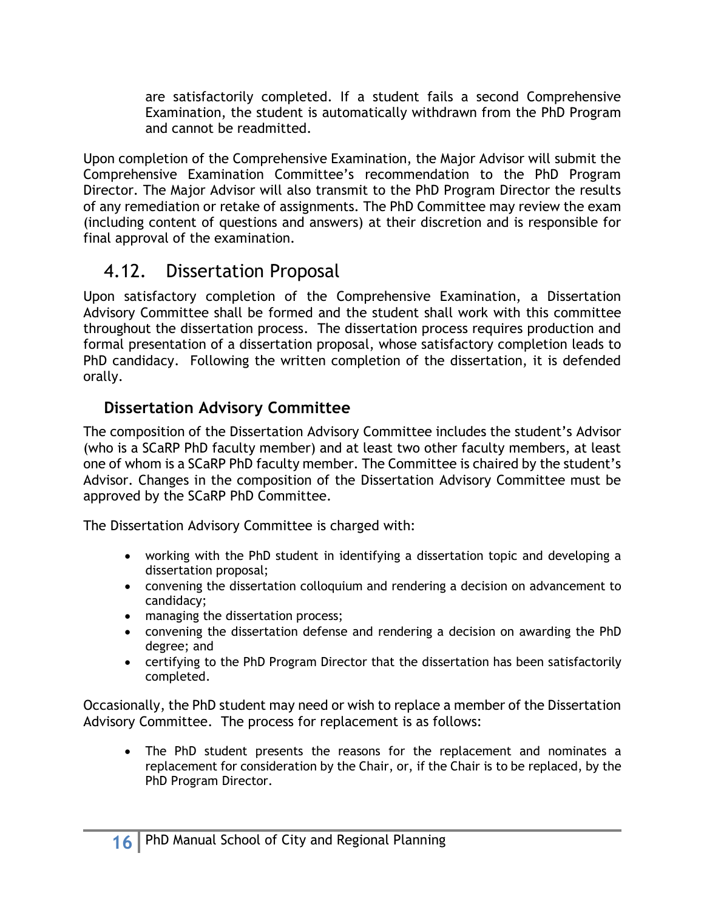are satisfactorily completed. If a student fails a second Comprehensive Examination, the student is automatically withdrawn from the PhD Program and cannot be readmitted.

Upon completion of the Comprehensive Examination, the Major Advisor will submit the Comprehensive Examination Committee's recommendation to the PhD Program Director. The Major Advisor will also transmit to the PhD Program Director the results of any remediation or retake of assignments. The PhD Committee may review the exam (including content of questions and answers) at their discretion and is responsible for final approval of the examination.

## 4.12. Dissertation Proposal

Upon satisfactory completion of the Comprehensive Examination, a Dissertation Advisory Committee shall be formed and the student shall work with this committee throughout the dissertation process. The dissertation process requires production and formal presentation of a dissertation proposal, whose satisfactory completion leads to PhD candidacy. Following the written completion of the dissertation, it is defended orally.

### Dissertation Advisory Committee

The composition of the Dissertation Advisory Committee includes the student's Advisor (who is a SCaRP PhD faculty member) and at least two other faculty members, at least one of whom is a SCaRP PhD faculty member. The Committee is chaired by the student's Advisor. Changes in the composition of the Dissertation Advisory Committee must be approved by the SCaRP PhD Committee.

The Dissertation Advisory Committee is charged with:

- working with the PhD student in identifying a dissertation topic and developing a dissertation proposal;
- convening the dissertation colloquium and rendering a decision on advancement to candidacy;
- managing the dissertation process;
- convening the dissertation defense and rendering a decision on awarding the PhD degree; and
- certifying to the PhD Program Director that the dissertation has been satisfactorily completed.

Occasionally, the PhD student may need or wish to replace a member of the Dissertation Advisory Committee. The process for replacement is as follows:

- The PhD student presents the reasons for the replacement and nominates a replacement for consideration by the Chair, or, if the Chair is to be replaced, by the PhD Program Director.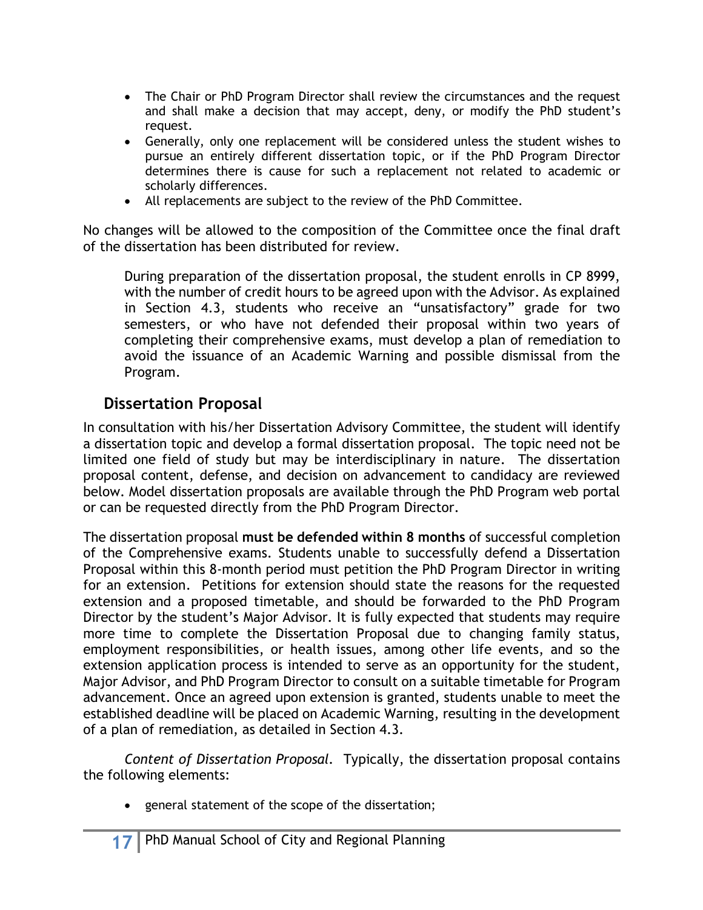- The Chair or PhD Program Director shall review the circumstances and the request and shall make a decision that may accept, deny, or modify the PhD student's request.
- Generally, only one replacement will be considered unless the student wishes to pursue an entirely different dissertation topic, or if the PhD Program Director determines there is cause for such a replacement not related to academic or scholarly differences.
- All replacements are subject to the review of the PhD Committee.

No changes will be allowed to the composition of the Committee once the final draft of the dissertation has been distributed for review.

During preparation of the dissertation proposal, the student enrolls in CP 8999, with the number of credit hours to be agreed upon with the Advisor. As explained in Section 4.3, students who receive an "unsatisfactory" grade for two semesters, or who have not defended their proposal within two years of completing their comprehensive exams, must develop a plan of remediation to avoid the issuance of an Academic Warning and possible dismissal from the Program.

## Dissertation Proposal

In consultation with his/her Dissertation Advisory Committee, the student will identify a dissertation topic and develop a formal dissertation proposal. The topic need not be limited one field of study but may be interdisciplinary in nature. The dissertation proposal content, defense, and decision on advancement to candidacy are reviewed below. Model dissertation proposals are available through the PhD Program web portal or can be requested directly from the PhD Program Director.

The dissertation proposal **must be defended within 8 months** of successful completion of the Comprehensive exams. Students unable to successfully defend a Dissertation Proposal within this 8-month period must petition the PhD Program Director in writing for an extension. Petitions for extension should state the reasons for the requested extension and a proposed timetable, and should be forwarded to the PhD Program Director by the student's Major Advisor. It is fully expected that students may require more time to complete the Dissertation Proposal due to changing family status, employment responsibilities, or health issues, among other life events, and so the extension application process is intended to serve as an opportunity for the student, Major Advisor, and PhD Program Director to consult on a suitable timetable for Program advancement. Once an agreed upon extension is granted, students unable to meet the established deadline will be placed on Academic Warning, resulting in the development of a plan of remediation, as detailed in Section 4.3.

*Content of Dissertation Proposal*. Typically, the dissertation proposal contains the following elements:

- general statement of the scope of the dissertation;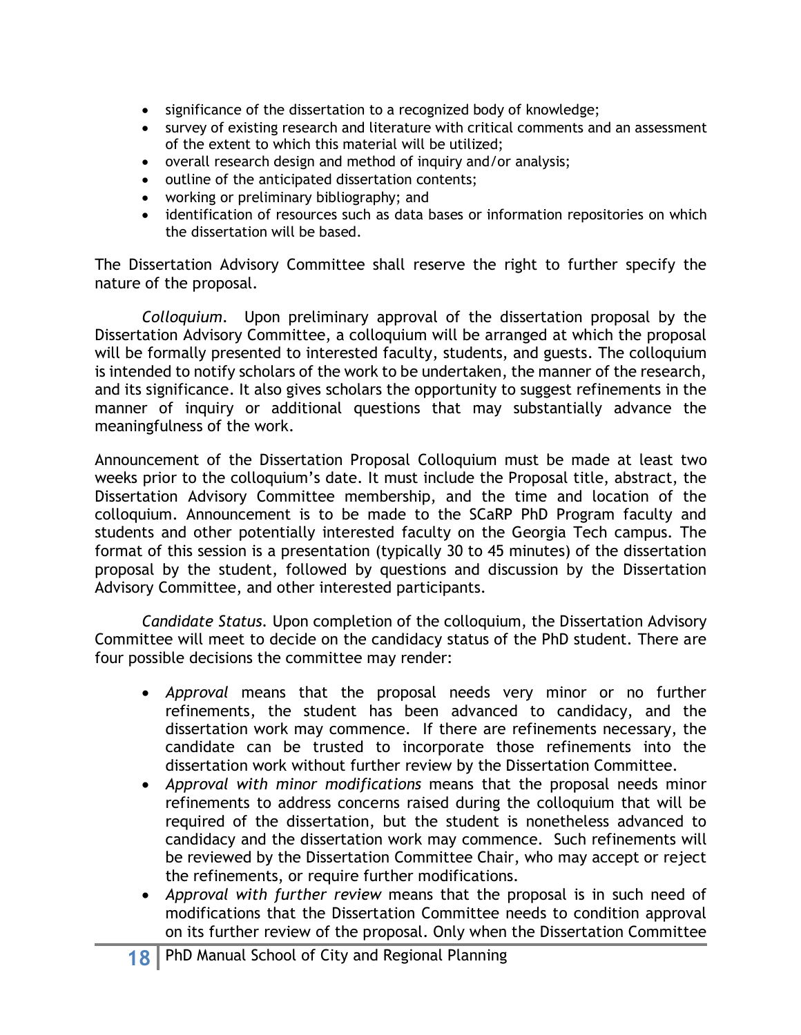- significance of the dissertation to a recognized body of knowledge;
- survey of existing research and literature with critical comments and an assessment of the extent to which this material will be utilized;
- overall research design and method of inquiry and/or analysis;
- outline of the anticipated dissertation contents;
- working or preliminary bibliography; and
- identification of resources such as data bases or information repositories on which the dissertation will be based.

The Dissertation Advisory Committee shall reserve the right to further specify the nature of the proposal.

*Colloquium*. Upon preliminary approval of the dissertation proposal by the Dissertation Advisory Committee, a colloquium will be arranged at which the proposal will be formally presented to interested faculty, students, and guests. The colloquium is intended to notify scholars of the work to be undertaken, the manner of the research, and its significance. It also gives scholars the opportunity to suggest refinements in the manner of inquiry or additional questions that may substantially advance the meaningfulness of the work.

Announcement of the Dissertation Proposal Colloquium must be made at least two weeks prior to the colloquium's date. It must include the Proposal title, abstract, the Dissertation Advisory Committee membership, and the time and location of the colloquium. Announcement is to be made to the SCaRP PhD Program faculty and students and other potentially interested faculty on the Georgia Tech campus. The format of this session is a presentation (typically 30 to 45 minutes) of the dissertation proposal by the student, followed by questions and discussion by the Dissertation Advisory Committee, and other interested participants.

*Candidate Status.* Upon completion of the colloquium, the Dissertation Advisory Committee will meet to decide on the candidacy status of the PhD student. There are four possible decisions the committee may render:

- *Approval* means that the proposal needs very minor or no further refinements, the student has been advanced to candidacy, and the dissertation work may commence. If there are refinements necessary, the candidate can be trusted to incorporate those refinements into the dissertation work without further review by the Dissertation Committee.
- *Approval with minor modifications* means that the proposal needs minor refinements to address concerns raised during the colloquium that will be required of the dissertation, but the student is nonetheless advanced to candidacy and the dissertation work may commence. Such refinements will be reviewed by the Dissertation Committee Chair, who may accept or reject the refinements, or require further modifications.
- *Approval with further review* means that the proposal is in such need of modifications that the Dissertation Committee needs to condition approval on its further review of the proposal. Only when the Dissertation Committee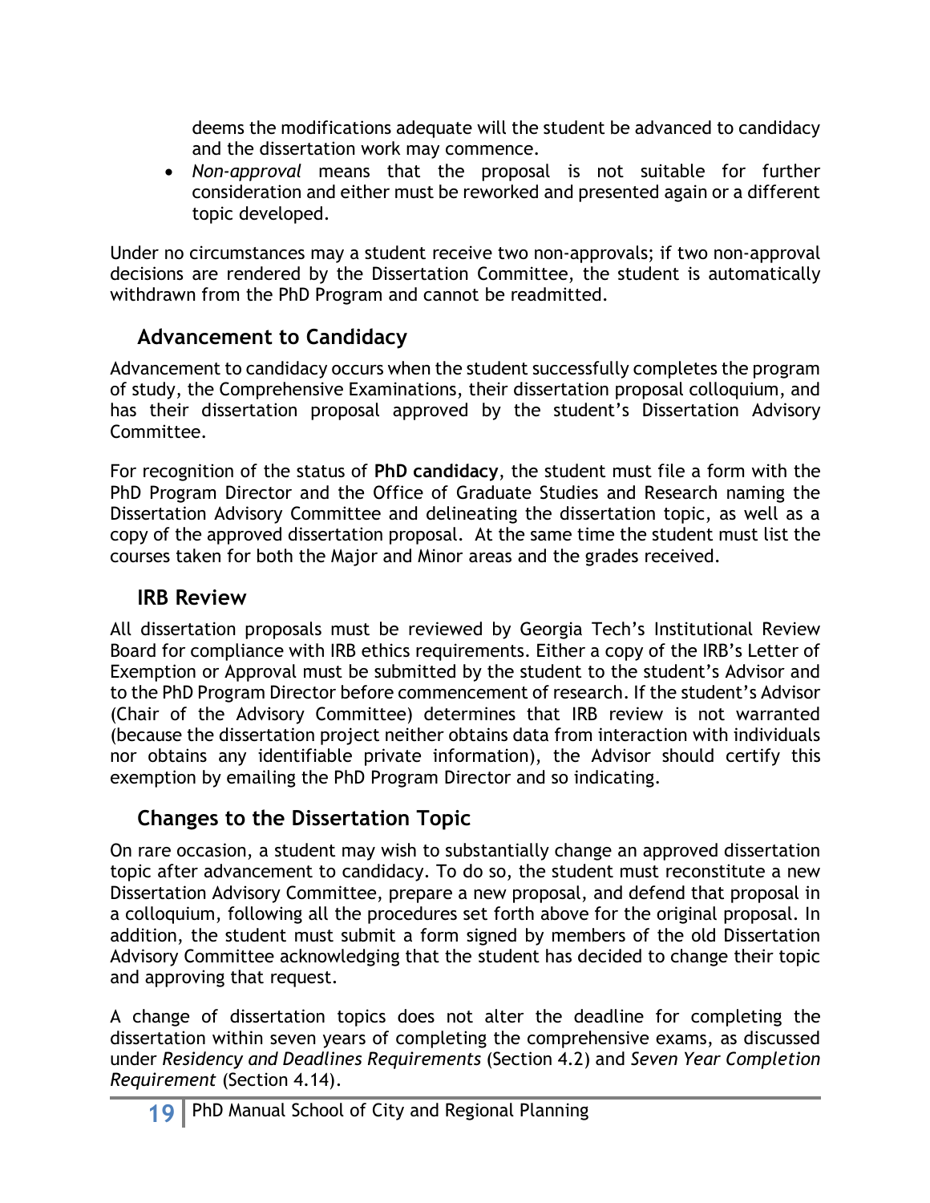deems the modifications adequate will the student be advanced to candidacy and the dissertation work may commence.

- *Non-approval* means that the proposal is not suitable for further consideration and either must be reworked and presented again or a different topic developed.

Under no circumstances may a student receive two non-approvals; if two non-approval decisions are rendered by the Dissertation Committee, the student is automatically withdrawn from the PhD Program and cannot be readmitted.

## Advancement to Candidacy

Advancement to candidacy occurs when the student successfully completes the program of study, the Comprehensive Examinations, their dissertation proposal colloquium, and has their dissertation proposal approved by the student's Dissertation Advisory Committee.

For recognition of the status of **PhD candidacy**, the student must file a form with the PhD Program Director and the Office of Graduate Studies and Research naming the Dissertation Advisory Committee and delineating the dissertation topic, as well as a copy of the approved dissertation proposal. At the same time the student must list the courses taken for both the Major and Minor areas and the grades received.

## IRB Review

All dissertation proposals must be reviewed by Georgia Tech's Institutional Review Board for compliance with IRB ethics requirements. Either a copy of the IRB's Letter of Exemption or Approval must be submitted by the student to the student's Advisor and to the PhD Program Director before commencement of research. If the student's Advisor (Chair of the Advisory Committee) determines that IRB review is not warranted (because the dissertation project neither obtains data from interaction with individuals nor obtains any identifiable private information), the Advisor should certify this exemption by emailing the PhD Program Director and so indicating.

## Changes to the Dissertation Topic

On rare occasion, a student may wish to substantially change an approved dissertation topic after advancement to candidacy. To do so, the student must reconstitute a new Dissertation Advisory Committee, prepare a new proposal, and defend that proposal in a colloquium, following all the procedures set forth above for the original proposal. In addition, the student must submit a form signed by members of the old Dissertation Advisory Committee acknowledging that the student has decided to change their topic and approving that request.

A change of dissertation topics does not alter the deadline for completing the dissertation within seven years of completing the comprehensive exams, as discussed under *Residency and Deadlines Requirements* (Section 4.2) and *Seven Year Completion Requirement* (Section 4.14).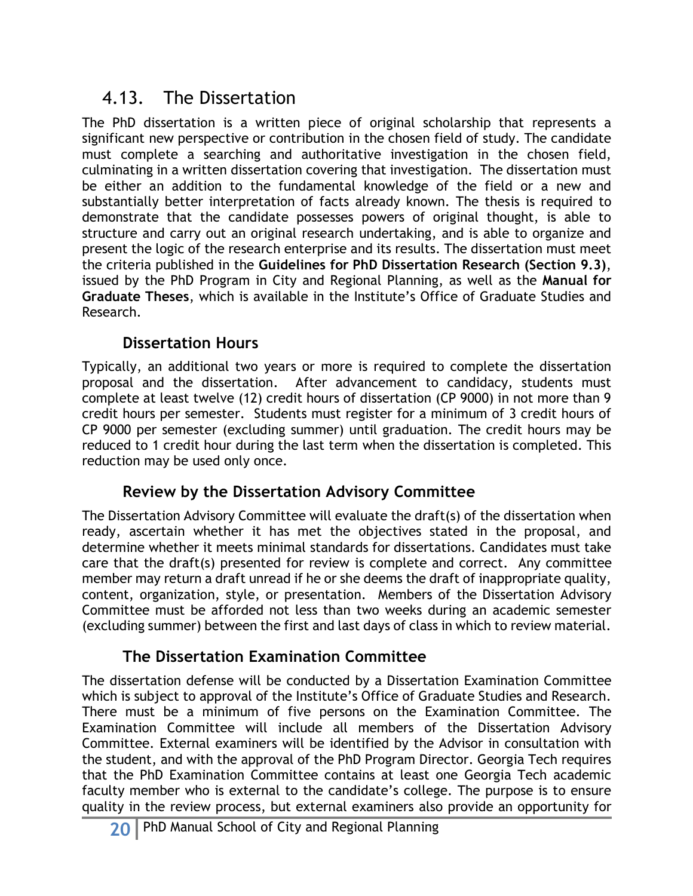## 4.13. The Dissertation

The PhD dissertation is a written piece of original scholarship that represents a significant new perspective or contribution in the chosen field of study. The candidate must complete a searching and authoritative investigation in the chosen field, culminating in a written dissertation covering that investigation. The dissertation must be either an addition to the fundamental knowledge of the field or a new and substantially better interpretation of facts already known. The thesis is required to demonstrate that the candidate possesses powers of original thought, is able to structure and carry out an original research undertaking, and is able to organize and present the logic of the research enterprise and its results. The dissertation must meet the criteria published in the **Guidelines for PhD Dissertation Research (Section 9.3)**, issued by the PhD Program in City and Regional Planning, as well as the **Manual for Graduate Theses**, which is available in the Institute's Office of Graduate Studies and Research.

### Dissertation Hours

Typically, an additional two years or more is required to complete the dissertation proposal and the dissertation. After advancement to candidacy, students must complete at least twelve (12) credit hours of dissertation (CP 9000) in not more than 9 credit hours per semester. Students must register for a minimum of 3 credit hours of CP 9000 per semester (excluding summer) until graduation. The credit hours may be reduced to 1 credit hour during the last term when the dissertation is completed. This reduction may be used only once.

### Review by the Dissertation Advisory Committee

The Dissertation Advisory Committee will evaluate the draft(s) of the dissertation when ready, ascertain whether it has met the objectives stated in the proposal, and determine whether it meets minimal standards for dissertations. Candidates must take care that the draft(s) presented for review is complete and correct. Any committee member may return a draft unread if he or she deems the draft of inappropriate quality, content, organization, style, or presentation. Members of the Dissertation Advisory Committee must be afforded not less than two weeks during an academic semester (excluding summer) between the first and last days of class in which to review material.

### The Dissertation Examination Committee

The dissertation defense will be conducted by a Dissertation Examination Committee which is subject to approval of the Institute's Office of Graduate Studies and Research. There must be a minimum of five persons on the Examination Committee. The Examination Committee will include all members of the Dissertation Advisory Committee. External examiners will be identified by the Advisor in consultation with the student, and with the approval of the PhD Program Director. Georgia Tech requires that the PhD Examination Committee contains at least one Georgia Tech academic faculty member who is external to the candidate's college. The purpose is to ensure quality in the review process, but external examiners also provide an opportunity for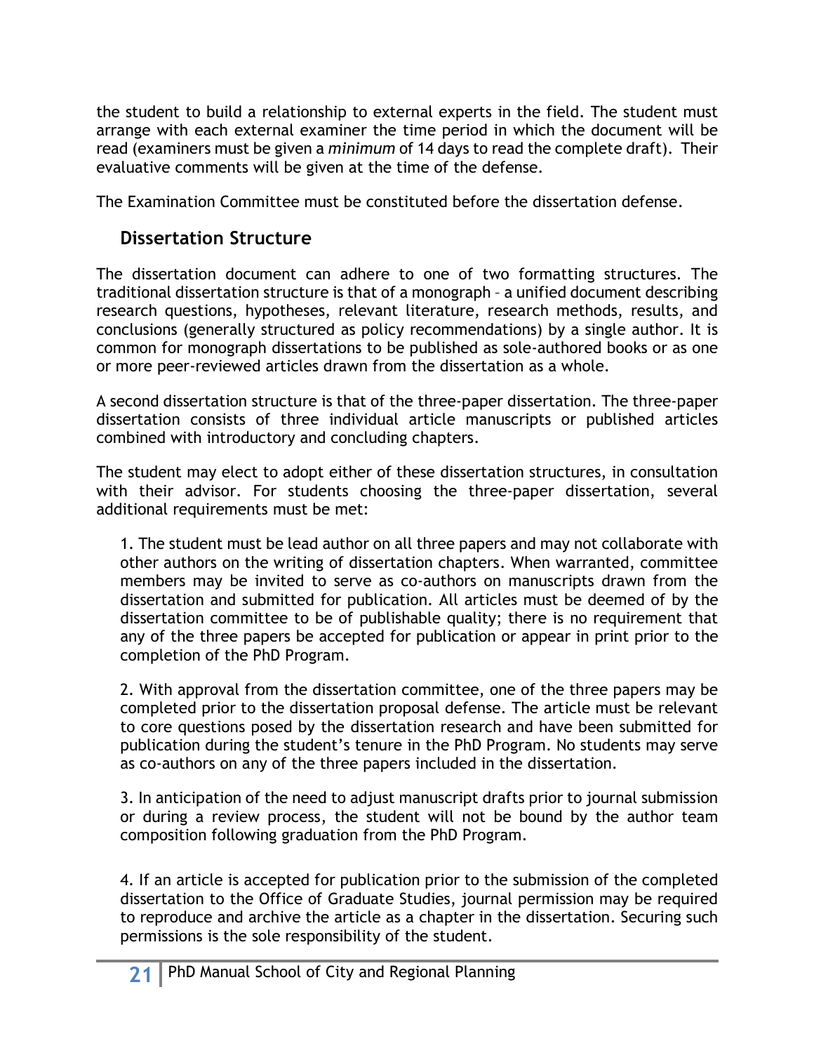the student to build a relationship to external experts in the field. The student must arrange with each external examiner the time period in which the document will be read (examiners must be given a *minimum* of 14 days to read the complete draft). Their evaluative comments will be given at the time of the defense.

The Examination Committee must be constituted before the dissertation defense.

## Dissertation Structure

The dissertation document can adhere to one of two formatting structures. The traditional dissertation structure is that of a monograph – a unified document describing research questions, hypotheses, relevant literature, research methods, results, and conclusions (generally structured as policy recommendations) by a single author. It is common for monograph dissertations to be published as sole-authored books or as one or more peer-reviewed articles drawn from the dissertation as a whole.

A second dissertation structure is that of the three-paper dissertation. The three-paper dissertation consists of three individual article manuscripts or published articles combined with introductory and concluding chapters.

The student may elect to adopt either of these dissertation structures, in consultation with their advisor. For students choosing the three-paper dissertation, several additional requirements must be met:

1. The student must be lead author on all three papers and may not collaborate with other authors on the writing of dissertation chapters. When warranted, committee members may be invited to serve as co-authors on manuscripts drawn from the dissertation and submitted for publication. All articles must be deemed of by the dissertation committee to be of publishable quality; there is no requirement that any of the three papers be accepted for publication or appear in print prior to the completion of the PhD Program.

2. With approval from the dissertation committee, one of the three papers may be completed prior to the dissertation proposal defense. The article must be relevant to core questions posed by the dissertation research and have been submitted for publication during the student's tenure in the PhD Program. No students may serve as co-authors on any of the three papers included in the dissertation.

3. In anticipation of the need to adjust manuscript drafts prior to journal submission or during a review process, the student will not be bound by the author team composition following graduation from the PhD Program.

4. If an article is accepted for publication prior to the submission of the completed dissertation to the Office of Graduate Studies, journal permission may be required to reproduce and archive the article as a chapter in the dissertation. Securing such permissions is the sole responsibility of the student.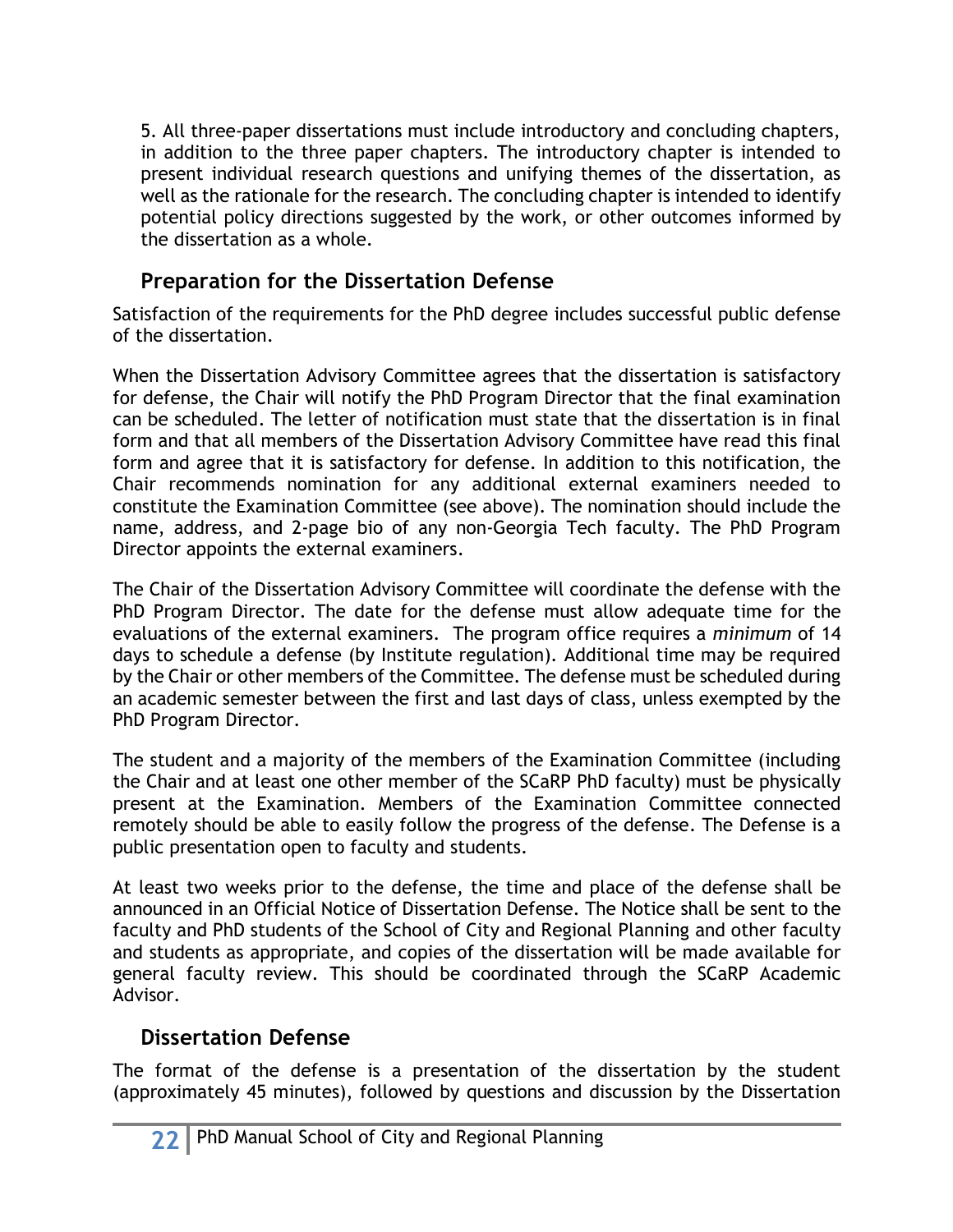5. All three-paper dissertations must include introductory and concluding chapters, in addition to the three paper chapters. The introductory chapter is intended to present individual research questions and unifying themes of the dissertation, as well as the rationale for the research. The concluding chapter is intended to identify potential policy directions suggested by the work, or other outcomes informed by the dissertation as a whole.

## Preparation for the Dissertation Defense

Satisfaction of the requirements for the PhD degree includes successful public defense of the dissertation.

When the Dissertation Advisory Committee agrees that the dissertation is satisfactory for defense, the Chair will notify the PhD Program Director that the final examination can be scheduled. The letter of notification must state that the dissertation is in final form and that all members of the Dissertation Advisory Committee have read this final form and agree that it is satisfactory for defense. In addition to this notification, the Chair recommends nomination for any additional external examiners needed to constitute the Examination Committee (see above). The nomination should include the name, address, and 2-page bio of any non-Georgia Tech faculty. The PhD Program Director appoints the external examiners.

The Chair of the Dissertation Advisory Committee will coordinate the defense with the PhD Program Director. The date for the defense must allow adequate time for the evaluations of the external examiners. The program office requires a *minimum* of 14 days to schedule a defense (by Institute regulation). Additional time may be required by the Chair or other members of the Committee. The defense must be scheduled during an academic semester between the first and last days of class, unless exempted by the PhD Program Director.

The student and a majority of the members of the Examination Committee (including the Chair and at least one other member of the SCaRP PhD faculty) must be physically present at the Examination. Members of the Examination Committee connected remotely should be able to easily follow the progress of the defense. The Defense is a public presentation open to faculty and students.

At least two weeks prior to the defense, the time and place of the defense shall be announced in an Official Notice of Dissertation Defense. The Notice shall be sent to the faculty and PhD students of the School of City and Regional Planning and other faculty and students as appropriate, and copies of the dissertation will be made available for general faculty review. This should be coordinated through the SCaRP Academic Advisor.

## Dissertation Defense

The format of the defense is a presentation of the dissertation by the student (approximately 45 minutes), followed by questions and discussion by the Dissertation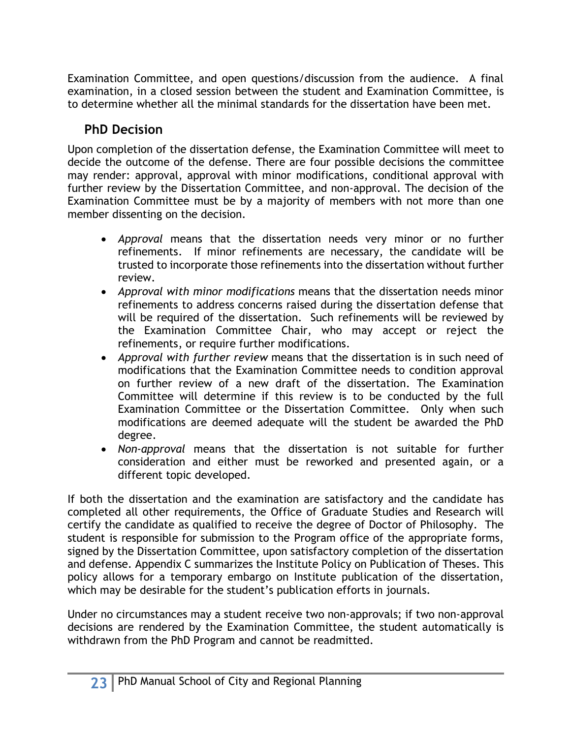Examination Committee, and open questions/discussion from the audience. A final examination, in a closed session between the student and Examination Committee, is to determine whether all the minimal standards for the dissertation have been met.

## PhD Decision

Upon completion of the dissertation defense, the Examination Committee will meet to decide the outcome of the defense. There are four possible decisions the committee may render: approval, approval with minor modifications, conditional approval with further review by the Dissertation Committee, and non-approval. The decision of the Examination Committee must be by a majority of members with not more than one member dissenting on the decision.

- *Approval* means that the dissertation needs very minor or no further refinements. If minor refinements are necessary, the candidate will be trusted to incorporate those refinements into the dissertation without further review.
- *Approval with minor modifications* means that the dissertation needs minor refinements to address concerns raised during the dissertation defense that will be required of the dissertation. Such refinements will be reviewed by the Examination Committee Chair, who may accept or reject the refinements, or require further modifications.
- *Approval with further review* means that the dissertation is in such need of modifications that the Examination Committee needs to condition approval on further review of a new draft of the dissertation. The Examination Committee will determine if this review is to be conducted by the full Examination Committee or the Dissertation Committee. Only when such modifications are deemed adequate will the student be awarded the PhD degree.
- *Non-approval* means that the dissertation is not suitable for further consideration and either must be reworked and presented again, or a different topic developed.

If both the dissertation and the examination are satisfactory and the candidate has completed all other requirements, the Office of Graduate Studies and Research will certify the candidate as qualified to receive the degree of Doctor of Philosophy. The student is responsible for submission to the Program office of the appropriate forms, signed by the Dissertation Committee, upon satisfactory completion of the dissertation and defense. Appendix C summarizes the Institute Policy on Publication of Theses. This policy allows for a temporary embargo on Institute publication of the dissertation, which may be desirable for the student's publication efforts in journals.

Under no circumstances may a student receive two non-approvals; if two non-approval decisions are rendered by the Examination Committee, the student automatically is withdrawn from the PhD Program and cannot be readmitted.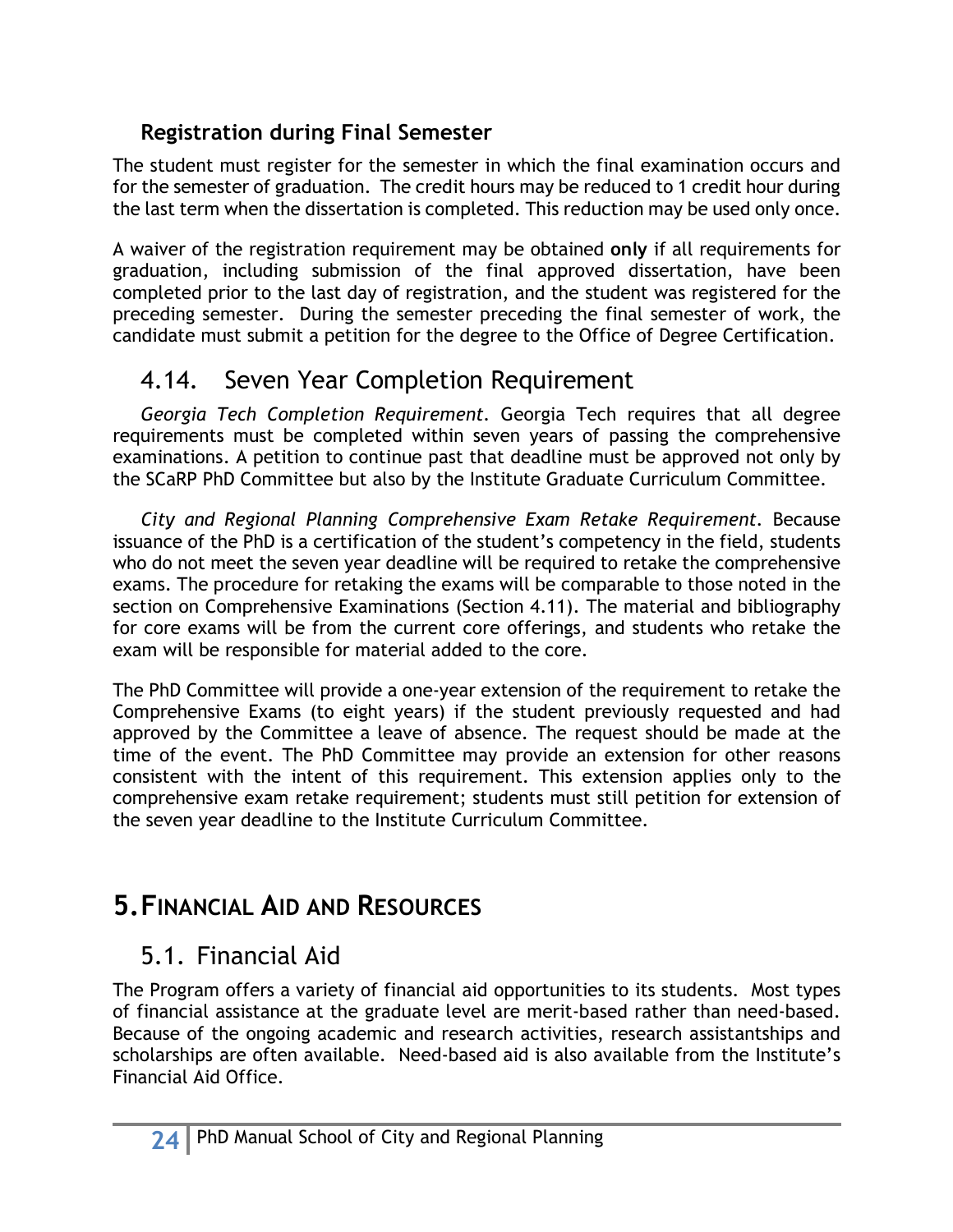### Registration during Final Semester

The student must register for the semester in which the final examination occurs and for the semester of graduation. The credit hours may be reduced to 1 credit hour during the last term when the dissertation is completed. This reduction may be used only once.

A waiver of the registration requirement may be obtained **only** if all requirements for graduation, including submission of the final approved dissertation, have been completed prior to the last day of registration, and the student was registered for the preceding semester. During the semester preceding the final semester of work, the candidate must submit a petition for the degree to the Office of Degree Certification.

## 4.14. Seven Year Completion Requirement

*Georgia Tech Completion Requirement.* Georgia Tech requires that all degree requirements must be completed within seven years of passing the comprehensive examinations. A petition to continue past that deadline must be approved not only by the SCaRP PhD Committee but also by the Institute Graduate Curriculum Committee.

*City and Regional Planning Comprehensive Exam Retake Requirement.* Because issuance of the PhD is a certification of the student's competency in the field, students who do not meet the seven year deadline will be required to retake the comprehensive exams. The procedure for retaking the exams will be comparable to those noted in the section on Comprehensive Examinations (Section 4.11). The material and bibliography for core exams will be from the current core offerings, and students who retake the exam will be responsible for material added to the core.

The PhD Committee will provide a one-year extension of the requirement to retake the Comprehensive Exams (to eight years) if the student previously requested and had approved by the Committee a leave of absence. The request should be made at the time of the event. The PhD Committee may provide an extension for other reasons consistent with the intent of this requirement. This extension applies only to the comprehensive exam retake requirement; students must still petition for extension of the seven year deadline to the Institute Curriculum Committee.

# 5. Financial Aid and Resources

## 5.1. Financial Aid

The Program offers a variety of financial aid opportunities to its students. Most types of financial assistance at the graduate level are merit-based rather than need-based. Because of the ongoing academic and research activities, research assistantships and scholarships are often available. Need-based aid is also available from the Institute's Financial Aid Office.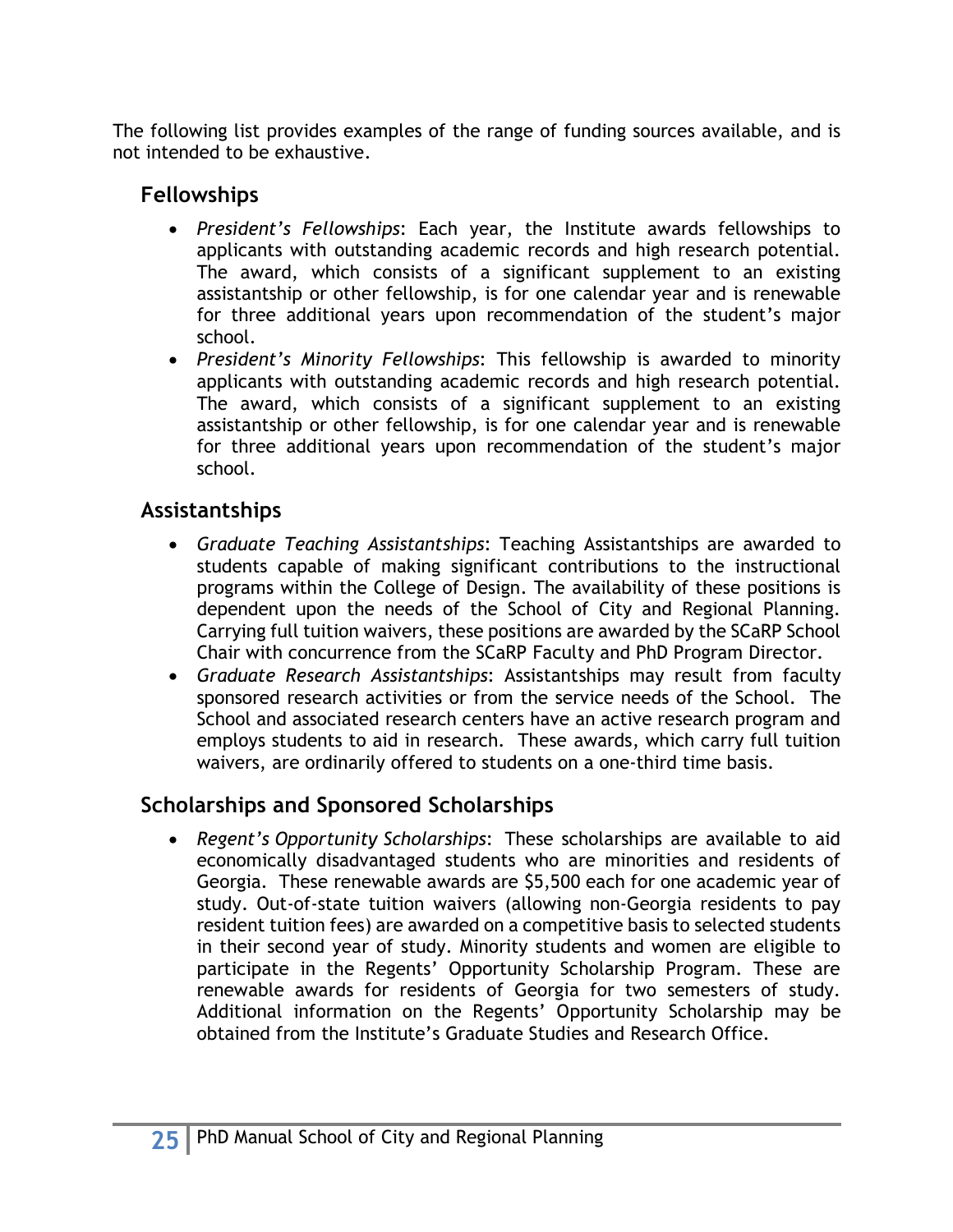The following list provides examples of the range of funding sources available, and is not intended to be exhaustive.

## Fellowships

- *President's Fellowships*: Each year, the Institute awards fellowships to applicants with outstanding academic records and high research potential. The award, which consists of a significant supplement to an existing assistantship or other fellowship, is for one calendar year and is renewable for three additional years upon recommendation of the student's major school.
- *President's Minority Fellowships*: This fellowship is awarded to minority applicants with outstanding academic records and high research potential. The award, which consists of a significant supplement to an existing assistantship or other fellowship, is for one calendar year and is renewable for three additional years upon recommendation of the student's major school.

## Assistantships

- *Graduate Teaching Assistantships*: Teaching Assistantships are awarded to students capable of making significant contributions to the instructional programs within the College of Design. The availability of these positions is dependent upon the needs of the School of City and Regional Planning. Carrying full tuition waivers, these positions are awarded by the SCaRP School Chair with concurrence from the SCaRP Faculty and PhD Program Director.
- *Graduate Research Assistantships*: Assistantships may result from faculty sponsored research activities or from the service needs of the School. The School and associated research centers have an active research program and employs students to aid in research. These awards, which carry full tuition waivers, are ordinarily offered to students on a one-third time basis.

## Scholarships and Sponsored Scholarships

- *Regent's Opportunity Scholarships*: These scholarships are available to aid economically disadvantaged students who are minorities and residents of Georgia. These renewable awards are $5,500 each for one academic year of study. Out-of-state tuition waivers (allowing non-Georgia residents to pay resident tuition fees) are awarded on a competitive basis to selected students in their second year of study. Minority students and women are eligible to participate in the Regents' Opportunity Scholarship Program. These are renewable awards for residents of Georgia for two semesters of study. Additional information on the Regents' Opportunity Scholarship may be obtained from the Institute's Graduate Studies and Research Office.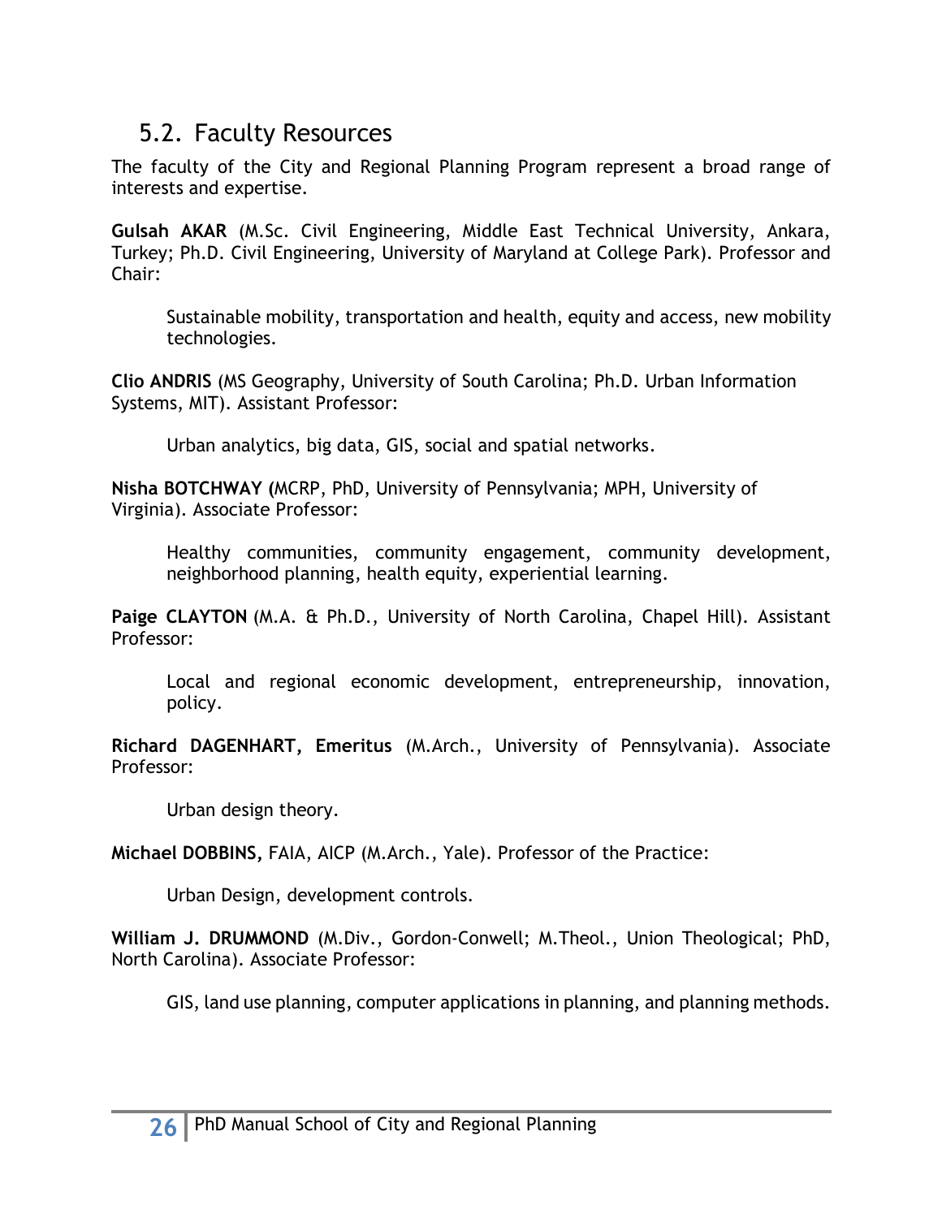## 5.2. Faculty Resources

The faculty of the City and Regional Planning Program represent a broad range of interests and expertise.

**Gulsah AKAR** (M.Sc. Civil Engineering, Middle East Technical University, Ankara, Turkey; Ph.D. Civil Engineering, University of Maryland at College Park). Professor and Chair:

> Sustainable mobility, transportation and health, equity and access, new mobility technologies.

**Clio ANDRIS** (MS Geography, University of South Carolina; Ph.D. Urban Information Systems, MIT). Assistant Professor:

> Urban analytics, big data, GIS, social and spatial networks.

**Nisha BOTCHWAY (**MCRP, PhD, University of Pennsylvania; MPH, University of Virginia). Associate Professor:

> Healthy communities, community engagement, community development, neighborhood planning, health equity, experiential learning.

**Paige CLAYTON** (M.A. & Ph.D., University of North Carolina, Chapel Hill). Assistant Professor:

> Local and regional economic development, entrepreneurship, innovation, policy.

**Richard DAGENHART, Emeritus** (M.Arch., University of Pennsylvania). Associate Professor:

> Urban design theory.

**Michael DOBBINS**, FAIA, AICP (M.Arch., Yale). Professor of the Practice:

> Urban Design, development controls.

**William J. DRUMMOND** (M.Div., Gordon-Conwell; M.Theol., Union Theological; PhD, North Carolina). Associate Professor:

> GIS, land use planning, computer applications in planning, and planning methods.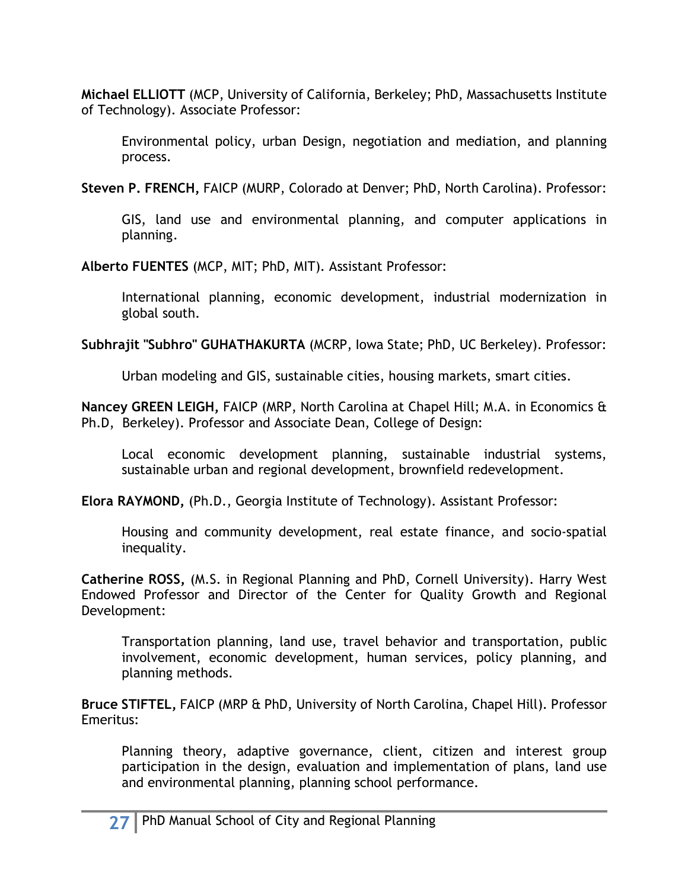**Michael ELLIOTT** (MCP, University of California, Berkeley; PhD, Massachusetts Institute of Technology). Associate Professor:

> Environmental policy, urban Design, negotiation and mediation, and planning process.

**Steven P. FRENCH,** FAICP (MURP, Colorado at Denver; PhD, North Carolina). Professor:

> GIS, land use and environmental planning, and computer applications in planning.

**Alberto FUENTES** (MCP, MIT; PhD, MIT). Assistant Professor:

> International planning, economic development, industrial modernization in global south.

**Subhrajit "Subhro" GUHATHAKURTA** (MCRP, Iowa State; PhD, UC Berkeley). Professor:

> Urban modeling and GIS, sustainable cities, housing markets, smart cities.

**Nancey GREEN LEIGH,** FAICP (MRP, North Carolina at Chapel Hill; M.A. in Economics & Ph.D, Berkeley). Professor and Associate Dean, College of Design:

> Local economic development planning, sustainable industrial systems, sustainable urban and regional development, brownfield redevelopment.

**Elora RAYMOND,** (Ph.D., Georgia Institute of Technology). Assistant Professor:

> Housing and community development, real estate finance, and socio-spatial inequality.

**Catherine ROSS,** (M.S. in Regional Planning and PhD, Cornell University). Harry West Endowed Professor and Director of the Center for Quality Growth and Regional Development:

> Transportation planning, land use, travel behavior and transportation, public involvement, economic development, human services, policy planning, and planning methods.

**Bruce STIFTEL,** FAICP (MRP & PhD, University of North Carolina, Chapel Hill). Professor Emeritus:

> Planning theory, adaptive governance, client, citizen and interest group participation in the design, evaluation and implementation of plans, land use and environmental planning, planning school performance.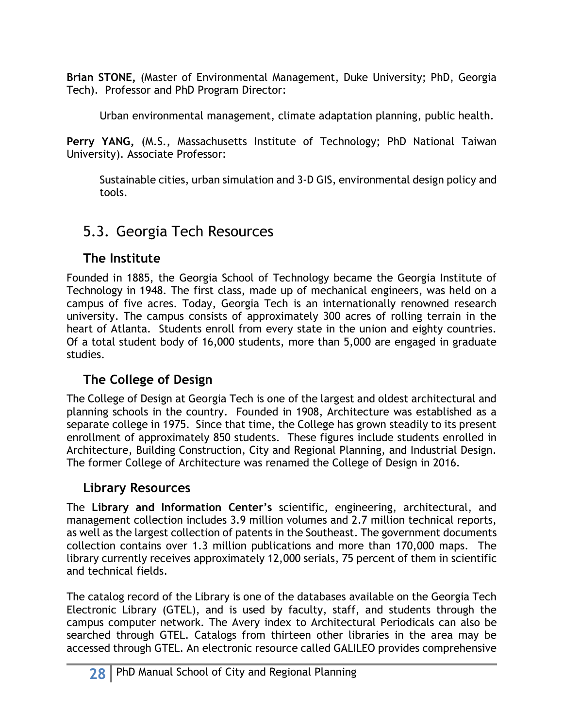**Brian STONE,** (Master of Environmental Management, Duke University; PhD, Georgia Tech). Professor and PhD Program Director:

> Urban environmental management, climate adaptation planning, public health.

**Perry YANG,** (M.S., Massachusetts Institute of Technology; PhD National Taiwan University). Associate Professor:

> Sustainable cities, urban simulation and 3-D GIS, environmental design policy and tools.

## 5.3. Georgia Tech Resources

### The Institute

Founded in 1885, the Georgia School of Technology became the Georgia Institute of Technology in 1948. The first class, made up of mechanical engineers, was held on a campus of five acres. Today, Georgia Tech is an internationally renowned research university. The campus consists of approximately 300 acres of rolling terrain in the heart of Atlanta. Students enroll from every state in the union and eighty countries. Of a total student body of 16,000 students, more than 5,000 are engaged in graduate studies.

### The College of Design

The College of Design at Georgia Tech is one of the largest and oldest architectural and planning schools in the country. Founded in 1908, Architecture was established as a separate college in 1975. Since that time, the College has grown steadily to its present enrollment of approximately 850 students. These figures include students enrolled in Architecture, Building Construction, City and Regional Planning, and Industrial Design. The former College of Architecture was renamed the College of Design in 2016.

### Library Resources

The **Library and Information Center's** scientific, engineering, architectural, and management collection includes 3.9 million volumes and 2.7 million technical reports, as well as the largest collection of patents in the Southeast. The government documents collection contains over 1.3 million publications and more than 170,000 maps. The library currently receives approximately 12,000 serials, 75 percent of them in scientific and technical fields.

The catalog record of the Library is one of the databases available on the Georgia Tech Electronic Library (GTEL), and is used by faculty, staff, and students through the campus computer network. The Avery index to Architectural Periodicals can also be searched through GTEL. Catalogs from thirteen other libraries in the area may be accessed through GTEL. An electronic resource called GALILEO provides comprehensive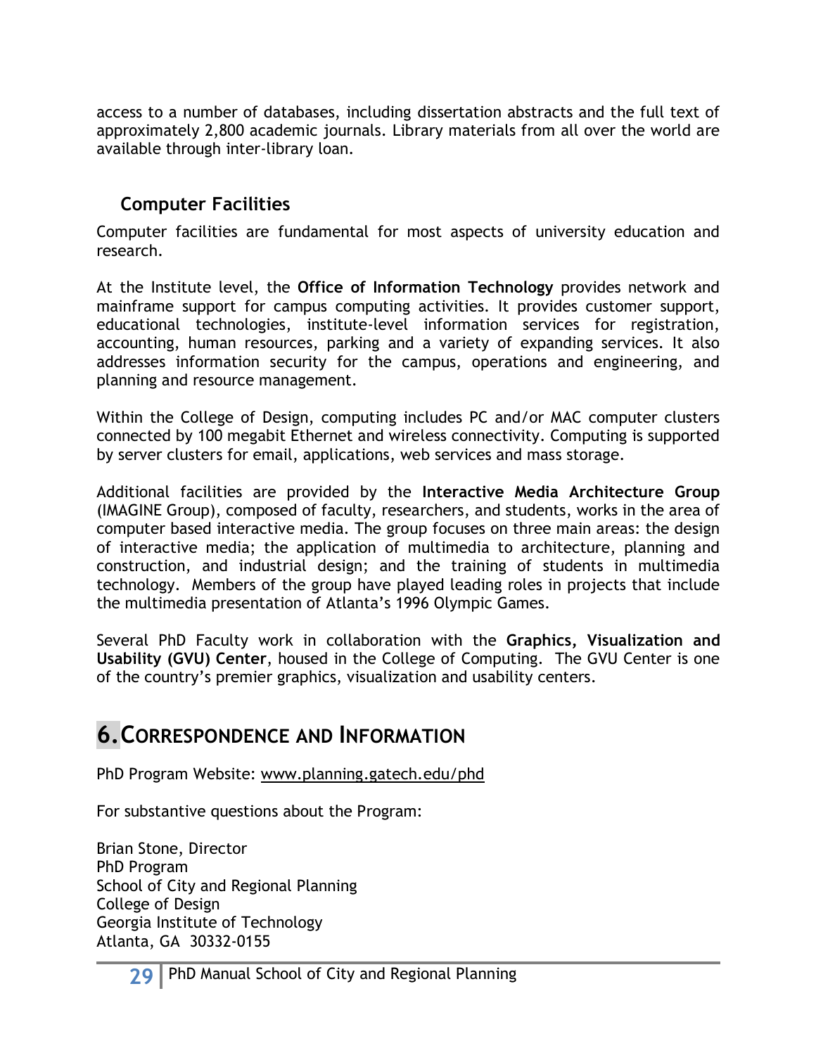access to a number of databases, including dissertation abstracts and the full text of approximately 2,800 academic journals. Library materials from all over the world are available through inter-library loan.

### Computer Facilities

Computer facilities are fundamental for most aspects of university education and research.

At the Institute level, the **Office of Information Technology** provides network and mainframe support for campus computing activities. It provides customer support, educational technologies, institute-level information services for registration, accounting, human resources, parking and a variety of expanding services. It also addresses information security for the campus, operations and engineering, and planning and resource management.

Within the College of Design, computing includes PC and/or MAC computer clusters connected by 100 megabit Ethernet and wireless connectivity. Computing is supported by server clusters for email, applications, web services and mass storage.

Additional facilities are provided by the **Interactive Media Architecture Group** (IMAGINE Group), composed of faculty, researchers, and students, works in the area of computer based interactive media. The group focuses on three main areas: the design of interactive media; the application of multimedia to architecture, planning and construction, and industrial design; and the training of students in multimedia technology. Members of the group have played leading roles in projects that include the multimedia presentation of Atlanta's 1996 Olympic Games.

Several PhD Faculty work in collaboration with the **Graphics, Visualization and Usability (GVU) Center**, housed in the College of Computing. The GVU Center is one of the country's premier graphics, visualization and usability centers.

## 6. CORRESPONDENCE AND INFORMATION

PhD Program Website: www.planning.gatech.edu/phd

For substantive questions about the Program:

Brian Stone, Director
PhD Program
School of City and Regional Planning
College of Design
Georgia Institute of Technology
Atlanta, GA 30332-0155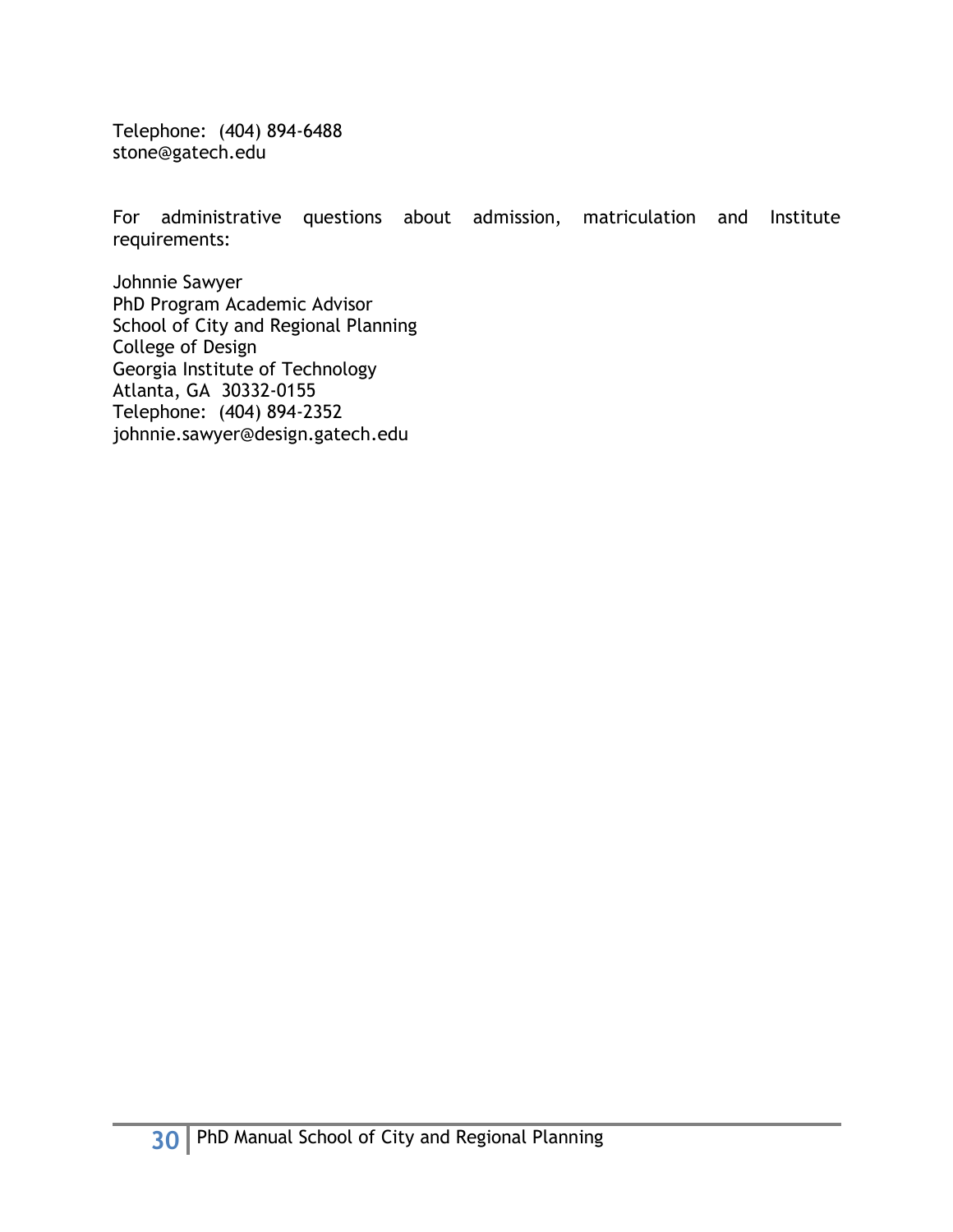Telephone: (404) 894-6488
stone@gatech.edu

For administrative questions about admission, matriculation and Institute requirements:

Johnnie Sawyer
PhD Program Academic Advisor
School of City and Regional Planning
College of Design
Georgia Institute of Technology
Atlanta, GA 30332-0155
Telephone: (404) 894-2352
johnnie.sawyer@design.gatech.edu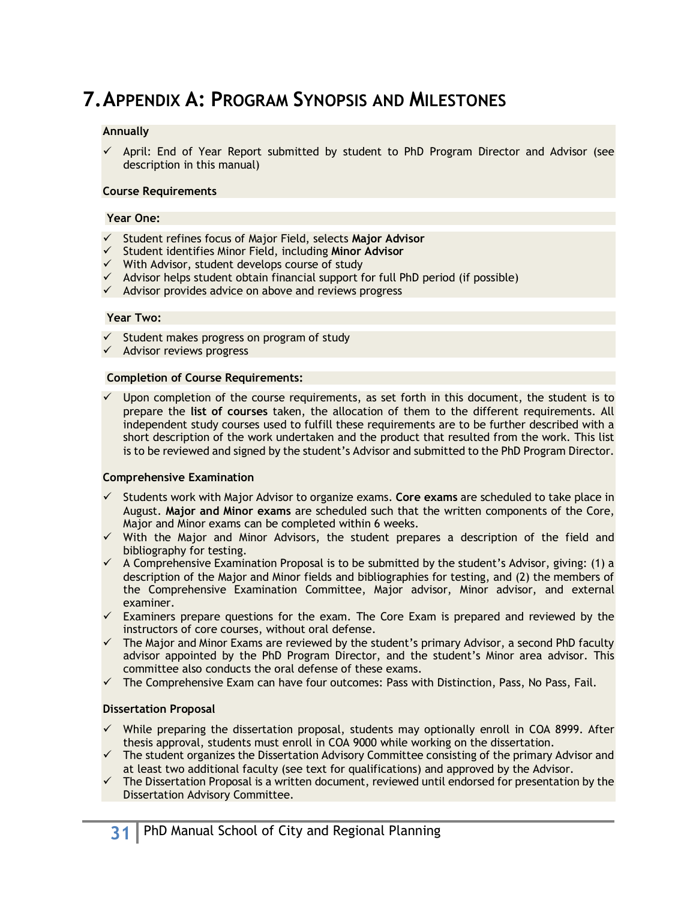# 7. Appendix A: Program Synopsis and Milestones

**Annually**

- ✓ April: End of Year Report submitted by student to PhD Program Director and Advisor (see description in this manual)

**Course Requirements**

**Year One:**

- ✓ Student refines focus of Major Field, selects **Major Advisor**
- ✓ Student identifies Minor Field, including **Minor Advisor**
- ✓ With Advisor, student develops course of study
- ✓ Advisor helps student obtain financial support for full PhD period (if possible)
- ✓ Advisor provides advice on above and reviews progress

**Year Two:**

- ✓ Student makes progress on program of study
- ✓ Advisor reviews progress

**Completion of Course Requirements:**

- ✓ Upon completion of the course requirements, as set forth in this document, the student is to prepare the **list of courses** taken, the allocation of them to the different requirements. All independent study courses used to fulfill these requirements are to be further described with a short description of the work undertaken and the product that resulted from the work. This list is to be reviewed and signed by the student's Advisor and submitted to the PhD Program Director.

**Comprehensive Examination**

- ✓ Students work with Major Advisor to organize exams. **Core exams** are scheduled to take place in August. **Major and Minor exams** are scheduled such that the written components of the Core, Major and Minor exams can be completed within 6 weeks.
- ✓ With the Major and Minor Advisors, the student prepares a description of the field and bibliography for testing.
- ✓ A Comprehensive Examination Proposal is to be submitted by the student's Advisor, giving: (1) a description of the Major and Minor fields and bibliographies for testing, and (2) the members of the Comprehensive Examination Committee, Major advisor, Minor advisor, and external examiner.
- ✓ Examiners prepare questions for the exam. The Core Exam is prepared and reviewed by the instructors of core courses, without oral defense.
- ✓ The Major and Minor Exams are reviewed by the student's primary Advisor, a second PhD faculty advisor appointed by the PhD Program Director, and the student's Minor area advisor. This committee also conducts the oral defense of these exams.
- ✓ The Comprehensive Exam can have four outcomes: Pass with Distinction, Pass, No Pass, Fail.

**Dissertation Proposal**

- ✓ While preparing the dissertation proposal, students may optionally enroll in COA 8999. After thesis approval, students must enroll in COA 9000 while working on the dissertation.
- ✓ The student organizes the Dissertation Advisory Committee consisting of the primary Advisor and at least two additional faculty (see text for qualifications) and approved by the Advisor.
- ✓ The Dissertation Proposal is a written document, reviewed until endorsed for presentation by the Dissertation Advisory Committee.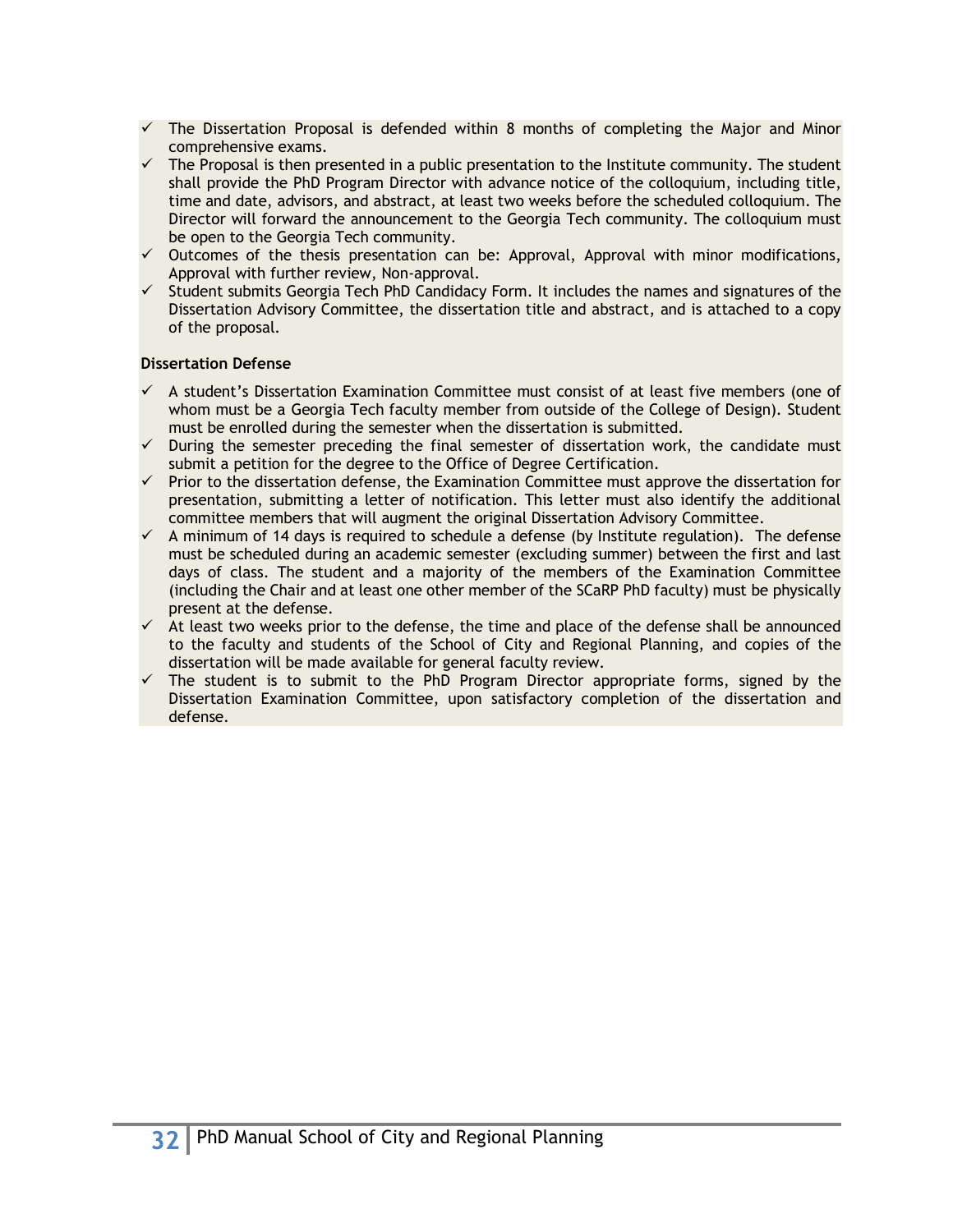- ✓ The Dissertation Proposal is defended within 8 months of completing the Major and Minor comprehensive exams.
- ✓ The Proposal is then presented in a public presentation to the Institute community. The student shall provide the PhD Program Director with advance notice of the colloquium, including title, time and date, advisors, and abstract, at least two weeks before the scheduled colloquium. The Director will forward the announcement to the Georgia Tech community. The colloquium must be open to the Georgia Tech community.
- ✓ Outcomes of the thesis presentation can be: Approval, Approval with minor modifications, Approval with further review, Non-approval.
- ✓ Student submits Georgia Tech PhD Candidacy Form. It includes the names and signatures of the Dissertation Advisory Committee, the dissertation title and abstract, and is attached to a copy of the proposal.

**Dissertation Defense**

- ✓ A student's Dissertation Examination Committee must consist of at least five members (one of whom must be a Georgia Tech faculty member from outside of the College of Design). Student must be enrolled during the semester when the dissertation is submitted.
- ✓ During the semester preceding the final semester of dissertation work, the candidate must submit a petition for the degree to the Office of Degree Certification.
- ✓ Prior to the dissertation defense, the Examination Committee must approve the dissertation for presentation, submitting a letter of notification. This letter must also identify the additional committee members that will augment the original Dissertation Advisory Committee.
- ✓ A minimum of 14 days is required to schedule a defense (by Institute regulation). The defense must be scheduled during an academic semester (excluding summer) between the first and last days of class. The student and a majority of the members of the Examination Committee (including the Chair and at least one other member of the SCaRP PhD faculty) must be physically present at the defense.
- ✓ At least two weeks prior to the defense, the time and place of the defense shall be announced to the faculty and students of the School of City and Regional Planning, and copies of the dissertation will be made available for general faculty review.
- ✓ The student is to submit to the PhD Program Director appropriate forms, signed by the Dissertation Examination Committee, upon satisfactory completion of the dissertation and defense.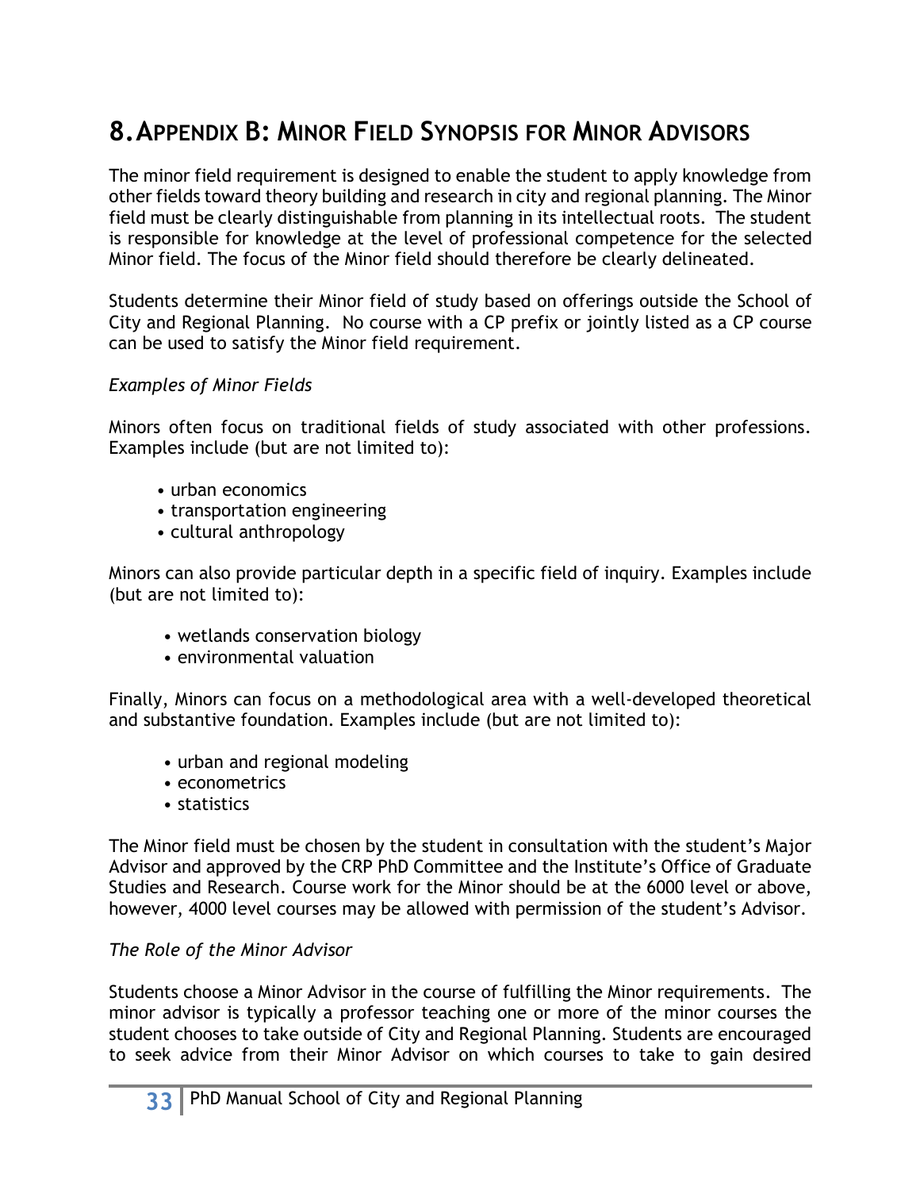# 8. APPENDIX B: MINOR FIELD SYNOPSIS FOR MINOR ADVISORS

The minor field requirement is designed to enable the student to apply knowledge from other fields toward theory building and research in city and regional planning. The Minor field must be clearly distinguishable from planning in its intellectual roots. The student is responsible for knowledge at the level of professional competence for the selected Minor field. The focus of the Minor field should therefore be clearly delineated.

Students determine their Minor field of study based on offerings outside the School of City and Regional Planning. No course with a CP prefix or jointly listed as a CP course can be used to satisfy the Minor field requirement.

*Examples of Minor Fields*

Minors often focus on traditional fields of study associated with other professions. Examples include (but are not limited to):

- urban economics
- transportation engineering
- cultural anthropology

Minors can also provide particular depth in a specific field of inquiry. Examples include (but are not limited to):

- wetlands conservation biology
- environmental valuation

Finally, Minors can focus on a methodological area with a well-developed theoretical and substantive foundation. Examples include (but are not limited to):

- urban and regional modeling
- econometrics
- statistics

The Minor field must be chosen by the student in consultation with the student's Major Advisor and approved by the CRP PhD Committee and the Institute's Office of Graduate Studies and Research. Course work for the Minor should be at the 6000 level or above, however, 4000 level courses may be allowed with permission of the student's Advisor.

*The Role of the Minor Advisor*

Students choose a Minor Advisor in the course of fulfilling the Minor requirements. The minor advisor is typically a professor teaching one or more of the minor courses the student chooses to take outside of City and Regional Planning. Students are encouraged to seek advice from their Minor Advisor on which courses to take to gain desired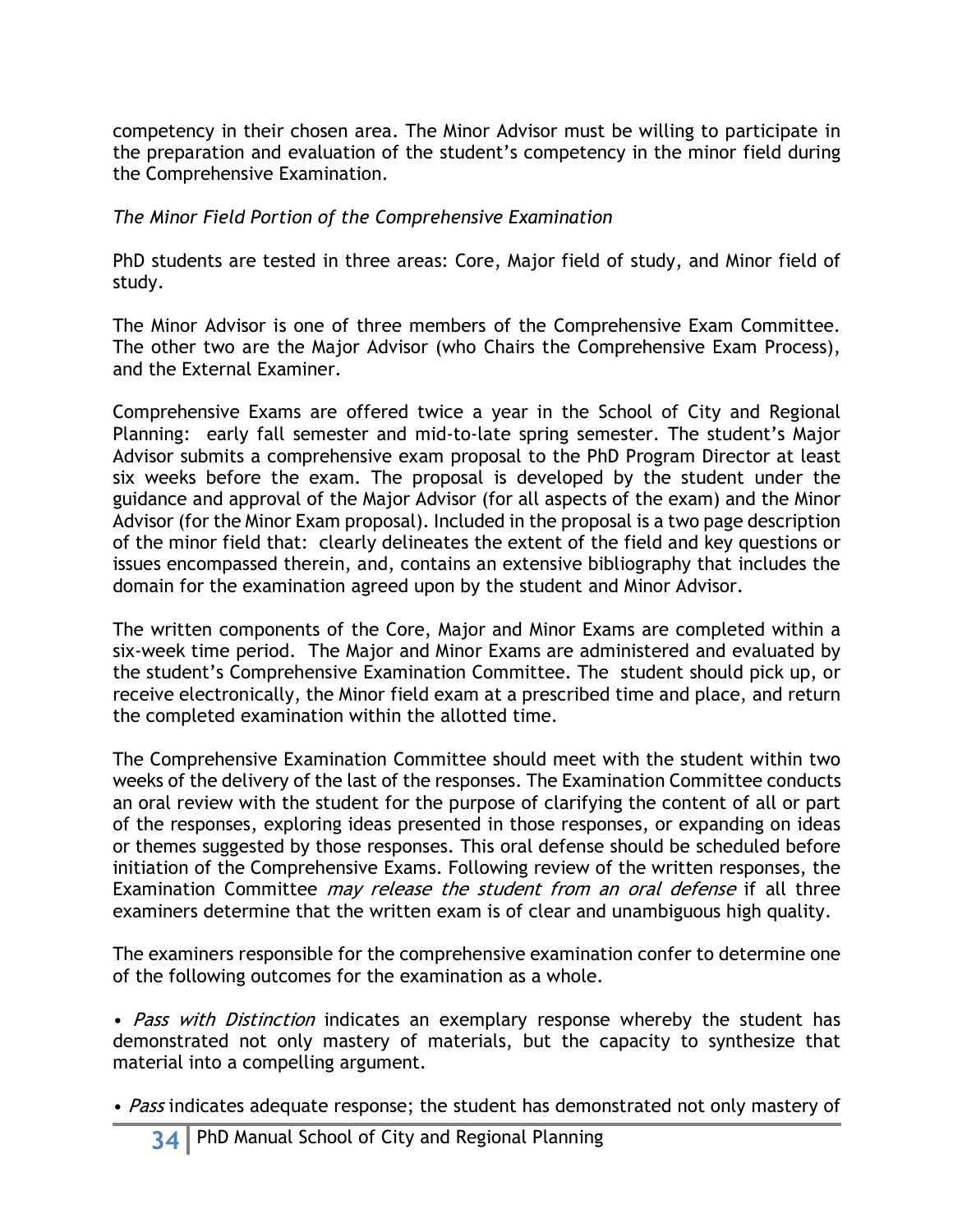competency in their chosen area. The Minor Advisor must be willing to participate in the preparation and evaluation of the student's competency in the minor field during the Comprehensive Examination.

*The Minor Field Portion of the Comprehensive Examination*

PhD students are tested in three areas: Core, Major field of study, and Minor field of study.

The Minor Advisor is one of three members of the Comprehensive Exam Committee. The other two are the Major Advisor (who Chairs the Comprehensive Exam Process), and the External Examiner.

Comprehensive Exams are offered twice a year in the School of City and Regional Planning: early fall semester and mid-to-late spring semester. The student's Major Advisor submits a comprehensive exam proposal to the PhD Program Director at least six weeks before the exam. The proposal is developed by the student under the guidance and approval of the Major Advisor (for all aspects of the exam) and the Minor Advisor (for the Minor Exam proposal). Included in the proposal is a two page description of the minor field that: clearly delineates the extent of the field and key questions or issues encompassed therein, and, contains an extensive bibliography that includes the domain for the examination agreed upon by the student and Minor Advisor.

The written components of the Core, Major and Minor Exams are completed within a six-week time period. The Major and Minor Exams are administered and evaluated by the student's Comprehensive Examination Committee. The student should pick up, or receive electronically, the Minor field exam at a prescribed time and place, and return the completed examination within the allotted time.

The Comprehensive Examination Committee should meet with the student within two weeks of the delivery of the last of the responses. The Examination Committee conducts an oral review with the student for the purpose of clarifying the content of all or part of the responses, exploring ideas presented in those responses, or expanding on ideas or themes suggested by those responses. This oral defense should be scheduled before initiation of the Comprehensive Exams. Following review of the written responses, the Examination Committee *may release the student from an oral defense* if all three examiners determine that the written exam is of clear and unambiguous high quality.

The examiners responsible for the comprehensive examination confer to determine one of the following outcomes for the examination as a whole.

• *Pass with Distinction* indicates an exemplary response whereby the student has demonstrated not only mastery of materials, but the capacity to synthesize that material into a compelling argument.

• *Pass* indicates adequate response; the student has demonstrated not only mastery of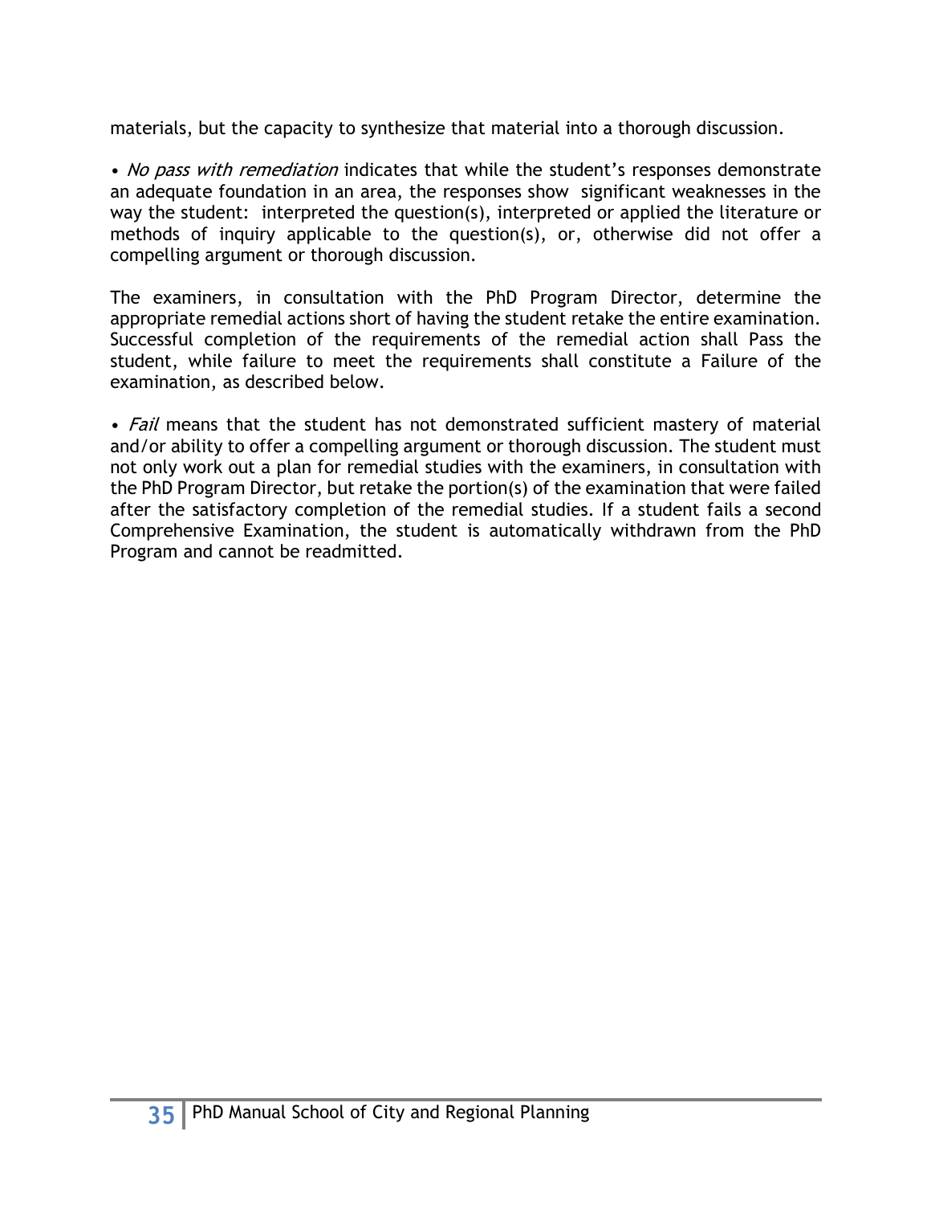materials, but the capacity to synthesize that material into a thorough discussion.

• *No pass with remediation* indicates that while the student's responses demonstrate an adequate foundation in an area, the responses show significant weaknesses in the way the student: interpreted the question(s), interpreted or applied the literature or methods of inquiry applicable to the question(s), or, otherwise did not offer a compelling argument or thorough discussion.

The examiners, in consultation with the PhD Program Director, determine the appropriate remedial actions short of having the student retake the entire examination. Successful completion of the requirements of the remedial action shall Pass the student, while failure to meet the requirements shall constitute a Failure of the examination, as described below.

• *Fail* means that the student has not demonstrated sufficient mastery of material and/or ability to offer a compelling argument or thorough discussion. The student must not only work out a plan for remedial studies with the examiners, in consultation with the PhD Program Director, but retake the portion(s) of the examination that were failed after the satisfactory completion of the remedial studies. If a student fails a second Comprehensive Examination, the student is automatically withdrawn from the PhD Program and cannot be readmitted.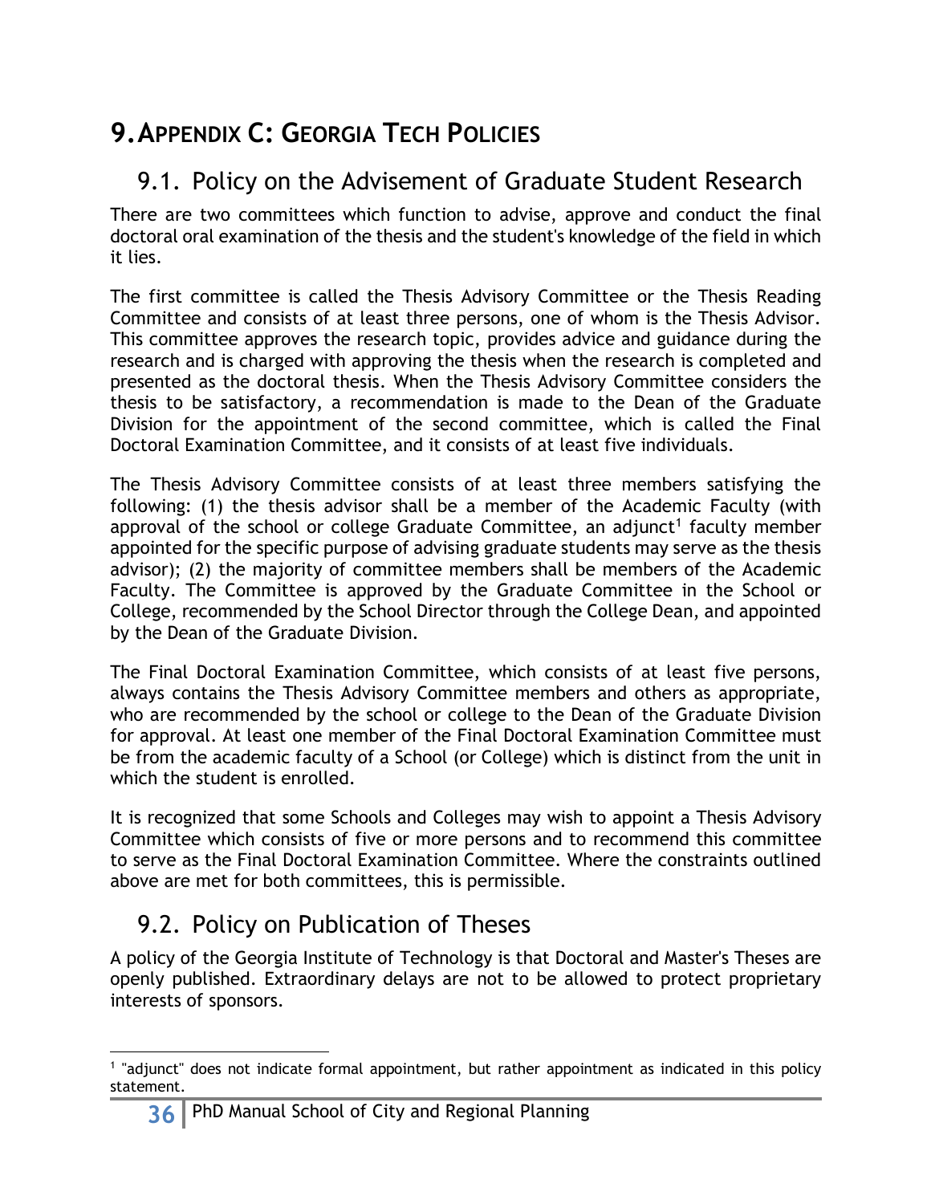# 9. APPENDIX C: GEORGIA TECH POLICIES

## 9.1. Policy on the Advisement of Graduate Student Research

There are two committees which function to advise, approve and conduct the final doctoral oral examination of the thesis and the student's knowledge of the field in which it lies.

The first committee is called the Thesis Advisory Committee or the Thesis Reading Committee and consists of at least three persons, one of whom is the Thesis Advisor. This committee approves the research topic, provides advice and guidance during the research and is charged with approving the thesis when the research is completed and presented as the doctoral thesis. When the Thesis Advisory Committee considers the thesis to be satisfactory, a recommendation is made to the Dean of the Graduate Division for the appointment of the second committee, which is called the Final Doctoral Examination Committee, and it consists of at least five individuals.

The Thesis Advisory Committee consists of at least three members satisfying the following: (1) the thesis advisor shall be a member of the Academic Faculty (with approval of the school or college Graduate Committee, an adjunct[1] faculty member appointed for the specific purpose of advising graduate students may serve as the thesis advisor); (2) the majority of committee members shall be members of the Academic Faculty. The Committee is approved by the Graduate Committee in the School or College, recommended by the School Director through the College Dean, and appointed by the Dean of the Graduate Division.

The Final Doctoral Examination Committee, which consists of at least five persons, always contains the Thesis Advisory Committee members and others as appropriate, who are recommended by the school or college to the Dean of the Graduate Division for approval. At least one member of the Final Doctoral Examination Committee must be from the academic faculty of a School (or College) which is distinct from the unit in which the student is enrolled.

It is recognized that some Schools and Colleges may wish to appoint a Thesis Advisory Committee which consists of five or more persons and to recommend this committee to serve as the Final Doctoral Examination Committee. Where the constraints outlined above are met for both committees, this is permissible.

## 9.2. Policy on Publication of Theses

A policy of the Georgia Institute of Technology is that Doctoral and Master's Theses are openly published. Extraordinary delays are not to be allowed to protect proprietary interests of sponsors.

---

[1] "adjunct" does not indicate formal appointment, but rather appointment as indicated in this policy statement.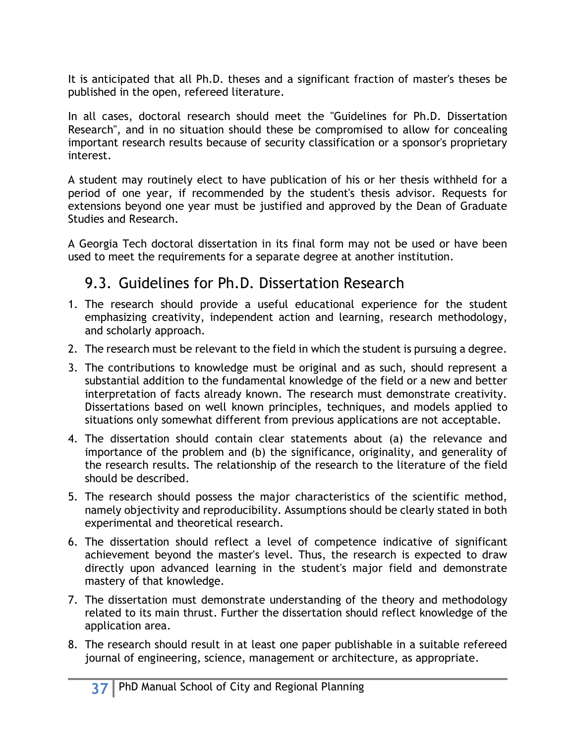It is anticipated that all Ph.D. theses and a significant fraction of master's theses be published in the open, refereed literature.

In all cases, doctoral research should meet the "Guidelines for Ph.D. Dissertation Research", and in no situation should these be compromised to allow for concealing important research results because of security classification or a sponsor's proprietary interest.

A student may routinely elect to have publication of his or her thesis withheld for a period of one year, if recommended by the student's thesis advisor. Requests for extensions beyond one year must be justified and approved by the Dean of Graduate Studies and Research.

A Georgia Tech doctoral dissertation in its final form may not be used or have been used to meet the requirements for a separate degree at another institution.

## 9.3. Guidelines for Ph.D. Dissertation Research

1. The research should provide a useful educational experience for the student emphasizing creativity, independent action and learning, research methodology, and scholarly approach.
2. The research must be relevant to the field in which the student is pursuing a degree.
3. The contributions to knowledge must be original and as such, should represent a substantial addition to the fundamental knowledge of the field or a new and better interpretation of facts already known. The research must demonstrate creativity. Dissertations based on well known principles, techniques, and models applied to situations only somewhat different from previous applications are not acceptable.
4. The dissertation should contain clear statements about (a) the relevance and importance of the problem and (b) the significance, originality, and generality of the research results. The relationship of the research to the literature of the field should be described.
5. The research should possess the major characteristics of the scientific method, namely objectivity and reproducibility. Assumptions should be clearly stated in both experimental and theoretical research.
6. The dissertation should reflect a level of competence indicative of significant achievement beyond the master's level. Thus, the research is expected to draw directly upon advanced learning in the student's major field and demonstrate mastery of that knowledge.
7. The dissertation must demonstrate understanding of the theory and methodology related to its main thrust. Further the dissertation should reflect knowledge of the application area.
8. The research should result in at least one paper publishable in a suitable refereed journal of engineering, science, management or architecture, as appropriate.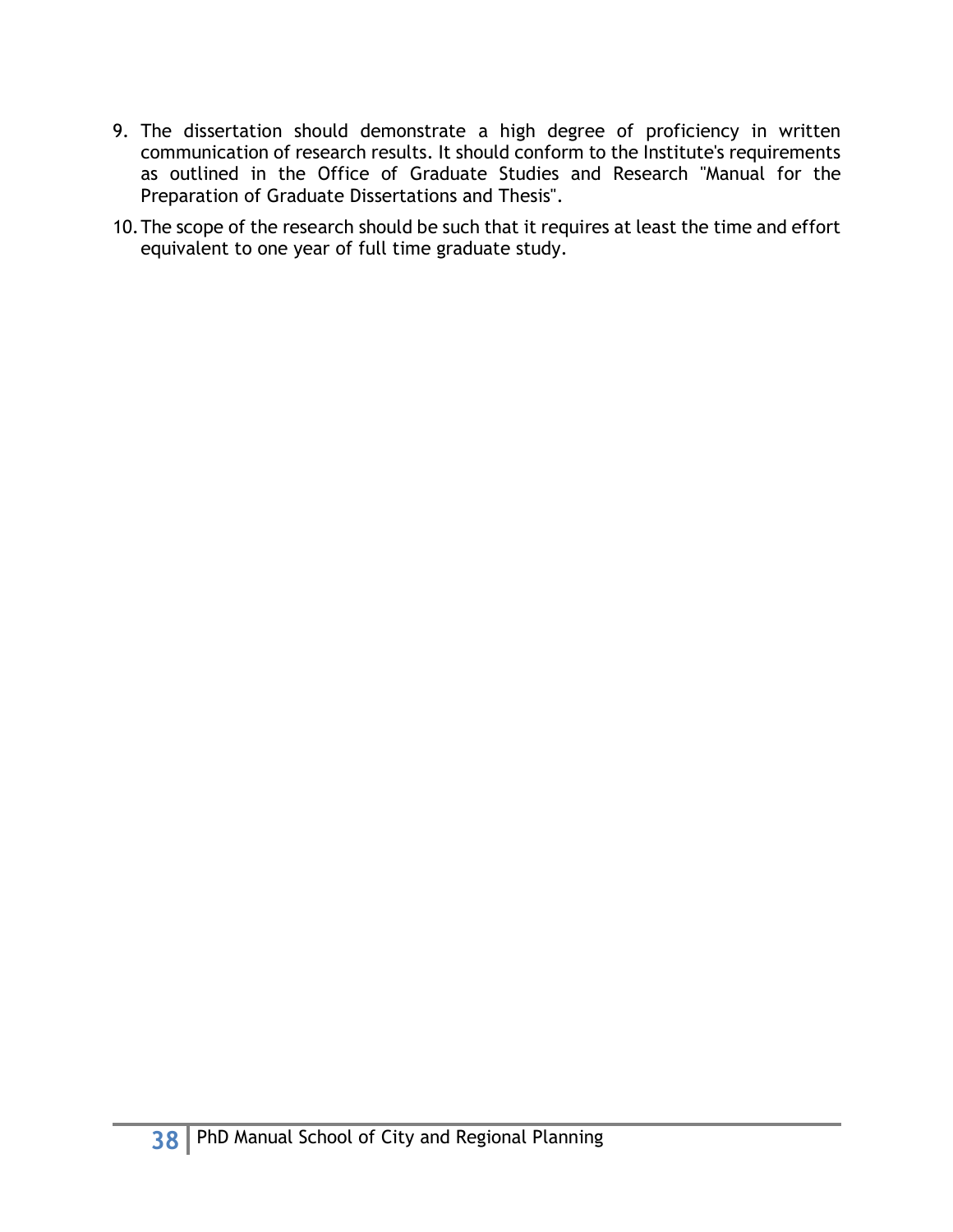9. The dissertation should demonstrate a high degree of proficiency in written communication of research results. It should conform to the Institute's requirements as outlined in the Office of Graduate Studies and Research "Manual for the Preparation of Graduate Dissertations and Thesis".
10. The scope of the research should be such that it requires at least the time and effort equivalent to one year of full time graduate study.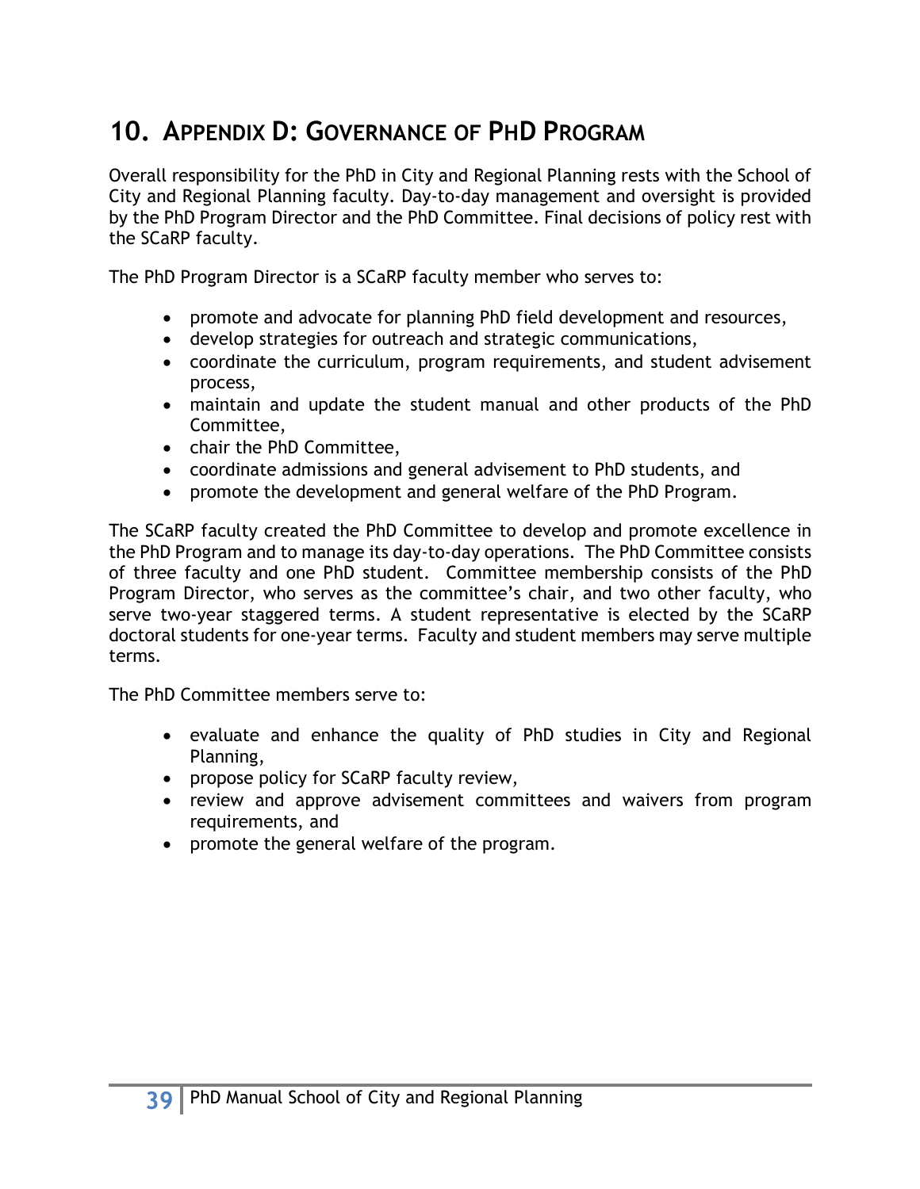# 10. Appendix D: Governance of PhD Program

Overall responsibility for the PhD in City and Regional Planning rests with the School of City and Regional Planning faculty. Day-to-day management and oversight is provided by the PhD Program Director and the PhD Committee. Final decisions of policy rest with the SCaRP faculty.

The PhD Program Director is a SCaRP faculty member who serves to:

- promote and advocate for planning PhD field development and resources,
- develop strategies for outreach and strategic communications,
- coordinate the curriculum, program requirements, and student advisement process,
- maintain and update the student manual and other products of the PhD Committee,
- chair the PhD Committee,
- coordinate admissions and general advisement to PhD students, and
- promote the development and general welfare of the PhD Program.

The SCaRP faculty created the PhD Committee to develop and promote excellence in the PhD Program and to manage its day-to-day operations. The PhD Committee consists of three faculty and one PhD student. Committee membership consists of the PhD Program Director, who serves as the committee's chair, and two other faculty, who serve two-year staggered terms. A student representative is elected by the SCaRP doctoral students for one-year terms. Faculty and student members may serve multiple terms.

The PhD Committee members serve to:

- evaluate and enhance the quality of PhD studies in City and Regional Planning,
- propose policy for SCaRP faculty review,
- review and approve advisement committees and waivers from program requirements, and
- promote the general welfare of the program.